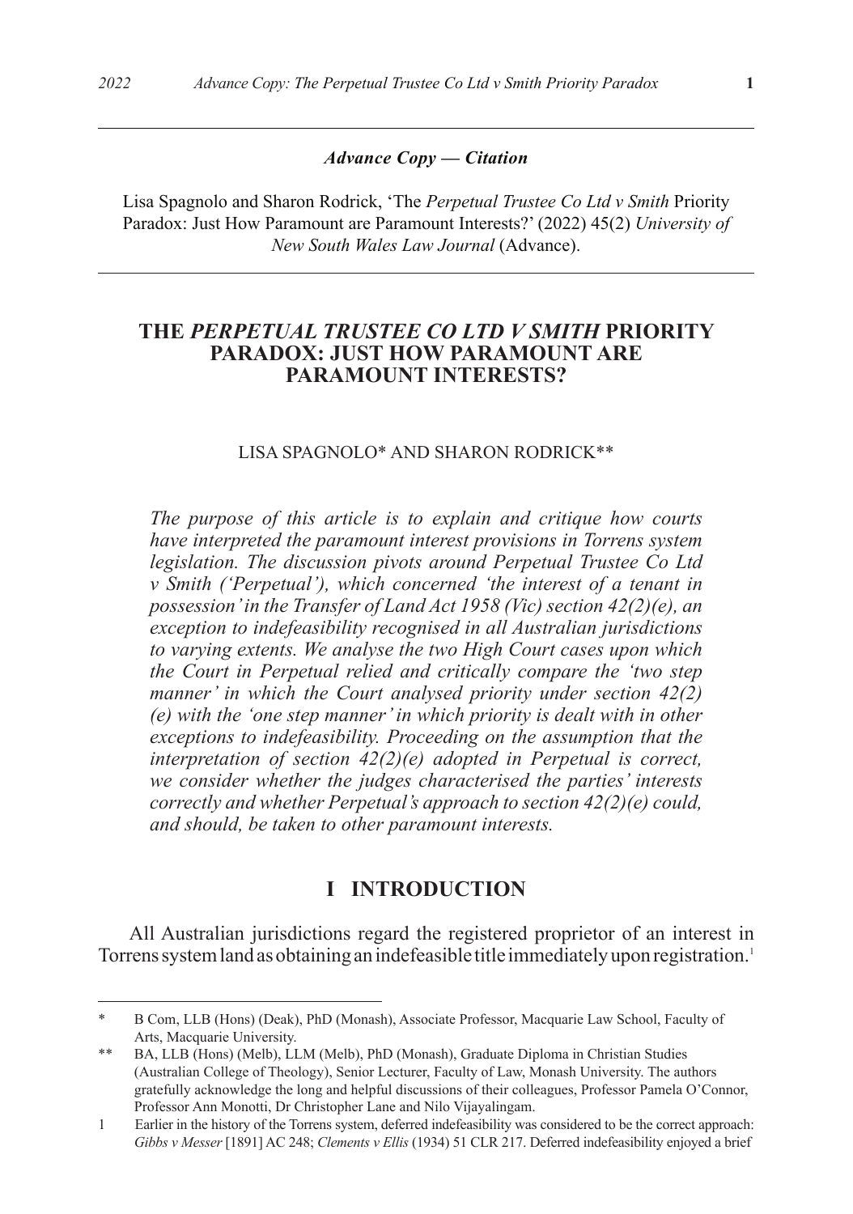***Advance Copy — Citation***

Lisa Spagnolo and Sharon Rodrick, 'The *Perpetual Trustee Co Ltd v Smith* Priority Paradox: Just How Paramount are Paramount Interests?' (2022) 45(2) *University of New South Wales Law Journal* (Advance).

# THE *PERPETUAL TRUSTEE CO LTD V SMITH* PRIORITY PARADOX: JUST HOW PARAMOUNT ARE PARAMOUNT INTERESTS?

LISA SPAGNOLO* AND SHARON RODRICK**

*The purpose of this article is to explain and critique how courts have interpreted the paramount interest provisions in Torrens system legislation. The discussion pivots around Perpetual Trustee Co Ltd v Smith ('Perpetual'), which concerned 'the interest of a tenant in possession' in the Transfer of Land Act 1958 (Vic) section 42(2)(e), an exception to indefeasibility recognised in all Australian jurisdictions to varying extents. We analyse the two High Court cases upon which the Court in Perpetual relied and critically compare the 'two step manner' in which the Court analysed priority under section 42(2)(e) with the 'one step manner' in which priority is dealt with in other exceptions to indefeasibility. Proceeding on the assumption that the interpretation of section 42(2)(e) adopted in Perpetual is correct, we consider whether the judges characterised the parties' interests correctly and whether Perpetual's approach to section 42(2)(e) could, and should, be taken to other paramount interests.*

## I INTRODUCTION

All Australian jurisdictions regard the registered proprietor of an interest in Torrens system land as obtaining an indefeasible title immediately upon registration.[1]

---

\* B Com, LLB (Hons) (Deak), PhD (Monash), Associate Professor, Macquarie Law School, Faculty of Arts, Macquarie University.

\*\* BA, LLB (Hons) (Melb), LLM (Melb), PhD (Monash), Graduate Diploma in Christian Studies (Australian College of Theology), Senior Lecturer, Faculty of Law, Monash University. The authors gratefully acknowledge the long and helpful discussions of their colleagues, Professor Pamela O'Connor, Professor Ann Monotti, Dr Christopher Lane and Nilo Vijayalingam.

1 Earlier in the history of the Torrens system, deferred indefeasibility was considered to be the correct approach: *Gibbs v Messer* [1891] AC 248; *Clements v Ellis* (1934) 51 CLR 217. Deferred indefeasibility enjoyed a brief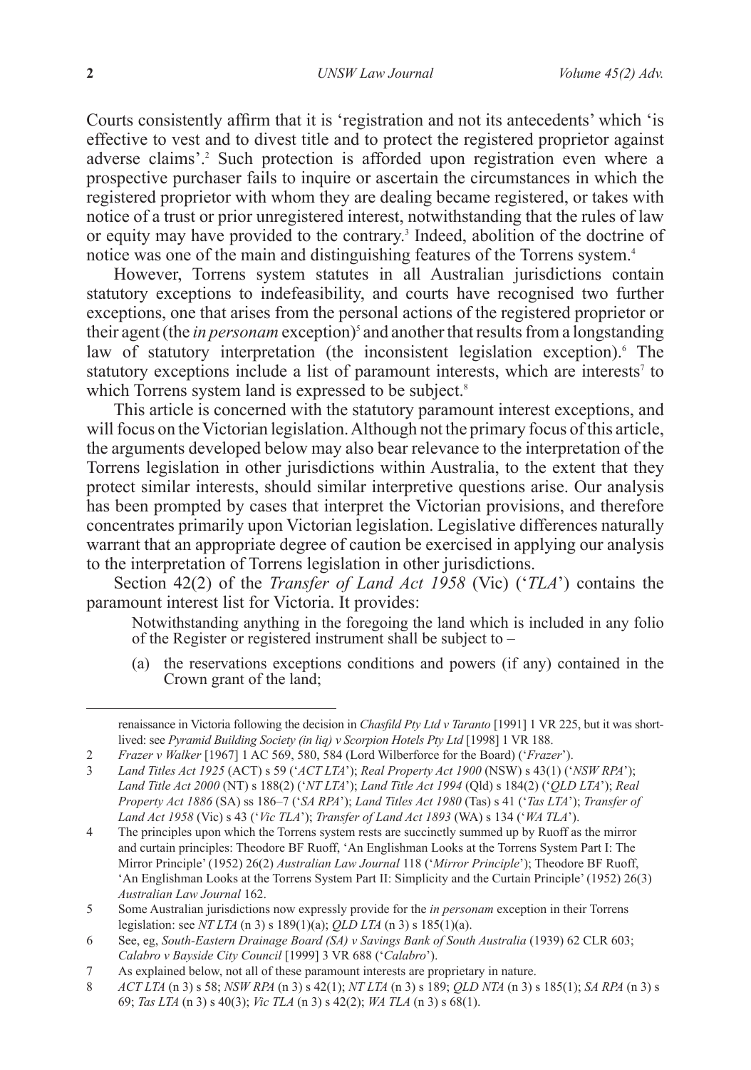Courts consistently affirm that it is 'registration and not its antecedents' which 'is effective to vest and to divest title and to protect the registered proprietor against adverse claims'.[2] Such protection is afforded upon registration even where a prospective purchaser fails to inquire or ascertain the circumstances in which the registered proprietor with whom they are dealing became registered, or takes with notice of a trust or prior unregistered interest, notwithstanding that the rules of law or equity may have provided to the contrary.[3] Indeed, abolition of the doctrine of notice was one of the main and distinguishing features of the Torrens system.[4]

However, Torrens system statutes in all Australian jurisdictions contain statutory exceptions to indefeasibility, and courts have recognised two further exceptions, one that arises from the personal actions of the registered proprietor or their agent (the *in personam* exception)[5] and another that results from a longstanding law of statutory interpretation (the inconsistent legislation exception).[6] The statutory exceptions include a list of paramount interests, which are interests[7] to which Torrens system land is expressed to be subject.[8]

This article is concerned with the statutory paramount interest exceptions, and will focus on the Victorian legislation. Although not the primary focus of this article, the arguments developed below may also bear relevance to the interpretation of the Torrens legislation in other jurisdictions within Australia, to the extent that they protect similar interests, should similar interpretive questions arise. Our analysis has been prompted by cases that interpret the Victorian provisions, and therefore concentrates primarily upon Victorian legislation. Legislative differences naturally warrant that an appropriate degree of caution be exercised in applying our analysis to the interpretation of Torrens legislation in other jurisdictions.

Section 42(2) of the *Transfer of Land Act 1958* (Vic) ('*TLA*') contains the paramount interest list for Victoria. It provides:

> Notwithstanding anything in the foregoing the land which is included in any folio of the Register or registered instrument shall be subject to –
>
> (a) the reservations exceptions conditions and powers (if any) contained in the Crown grant of the land;

---

renaissance in Victoria following the decision in *Chasfild Pty Ltd v Taranto* [1991] 1 VR 225, but it was short-lived: see *Pyramid Building Society (in liq) v Scorpion Hotels Pty Ltd* [1998] 1 VR 188.

2 *Frazer v Walker* [1967] 1 AC 569, 580, 584 (Lord Wilberforce for the Board) ('*Frazer*').

3 *Land Titles Act 1925* (ACT) s 59 ('*ACT LTA*'); *Real Property Act 1900* (NSW) s 43(1) ('*NSW RPA*'); *Land Title Act 2000* (NT) s 188(2) ('*NT LTA*'); *Land Title Act 1994* (Qld) s 184(2) ('*QLD LTA*'); *Real Property Act 1886* (SA) ss 186–7 ('*SA RPA*'); *Land Titles Act 1980* (Tas) s 41 ('*Tas LTA*'); *Transfer of Land Act 1958* (Vic) s 43 ('*Vic TLA*'); *Transfer of Land Act 1893* (WA) s 134 ('*WA TLA*').

4 The principles upon which the Torrens system rests are succinctly summed up by Ruoff as the mirror and curtain principles: Theodore BF Ruoff, 'An Englishman Looks at the Torrens System Part I: The Mirror Principle' (1952) 26(2) *Australian Law Journal* 118 ('*Mirror Principle*'); Theodore BF Ruoff, 'An Englishman Looks at the Torrens System Part II: Simplicity and the Curtain Principle' (1952) 26(3) *Australian Law Journal* 162.

5 Some Australian jurisdictions now expressly provide for the *in personam* exception in their Torrens legislation: see *NT LTA* (n 3) s 189(1)(a); *QLD LTA* (n 3) s 185(1)(a).

6 See, eg, *South-Eastern Drainage Board (SA) v Savings Bank of South Australia* (1939) 62 CLR 603; *Calabro v Bayside City Council* [1999] 3 VR 688 ('*Calabro*').

7 As explained below, not all of these paramount interests are proprietary in nature.

8 *ACT LTA* (n 3) s 58; *NSW RPA* (n 3) s 42(1); *NT LTA* (n 3) s 189; *QLD NTA* (n 3) s 185(1); *SA RPA* (n 3) s 69; *Tas LTA* (n 3) s 40(3); *Vic TLA* (n 3) s 42(2); *WA TLA* (n 3) s 68(1).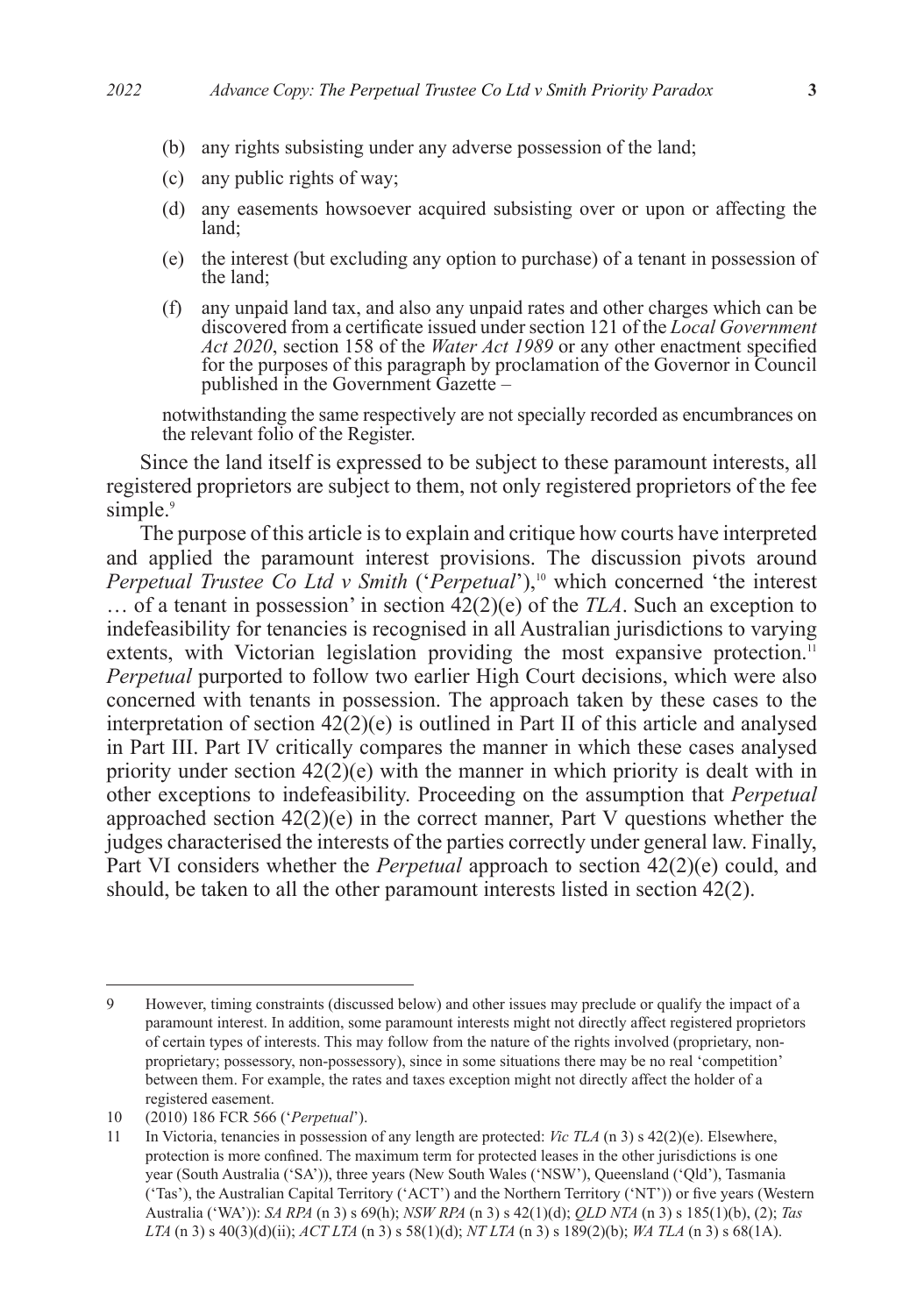(b) any rights subsisting under any adverse possession of the land;

(c) any public rights of way;

(d) any easements howsoever acquired subsisting over or upon or affecting the land;

(e) the interest (but excluding any option to purchase) of a tenant in possession of the land;

(f) any unpaid land tax, and also any unpaid rates and other charges which can be discovered from a certificate issued under section 121 of the *Local Government Act 2020*, section 158 of the *Water Act 1989* or any other enactment specified for the purposes of this paragraph by proclamation of the Governor in Council published in the Government Gazette –

notwithstanding the same respectively are not specially recorded as encumbrances on the relevant folio of the Register.

Since the land itself is expressed to be subject to these paramount interests, all registered proprietors are subject to them, not only registered proprietors of the fee simple.[9]

The purpose of this article is to explain and critique how courts have interpreted and applied the paramount interest provisions. The discussion pivots around *Perpetual Trustee Co Ltd v Smith* ('*Perpetual*'),[10] which concerned 'the interest … of a tenant in possession' in section 42(2)(e) of the *TLA*. Such an exception to indefeasibility for tenancies is recognised in all Australian jurisdictions to varying extents, with Victorian legislation providing the most expansive protection.[11] *Perpetual* purported to follow two earlier High Court decisions, which were also concerned with tenants in possession. The approach taken by these cases to the interpretation of section 42(2)(e) is outlined in Part II of this article and analysed in Part III. Part IV critically compares the manner in which these cases analysed priority under section 42(2)(e) with the manner in which priority is dealt with in other exceptions to indefeasibility. Proceeding on the assumption that *Perpetual* approached section 42(2)(e) in the correct manner, Part V questions whether the judges characterised the interests of the parties correctly under general law. Finally, Part VI considers whether the *Perpetual* approach to section 42(2)(e) could, and should, be taken to all the other paramount interests listed in section 42(2).

---

9 However, timing constraints (discussed below) and other issues may preclude or qualify the impact of a paramount interest. In addition, some paramount interests might not directly affect registered proprietors of certain types of interests. This may follow from the nature of the rights involved (proprietary, non-proprietary; possessory, non-possessory), since in some situations there may be no real 'competition' between them. For example, the rates and taxes exception might not directly affect the holder of a registered easement.

10 (2010) 186 FCR 566 ('*Perpetual*').

11 In Victoria, tenancies in possession of any length are protected: *Vic TLA* (n 3) s 42(2)(e). Elsewhere, protection is more confined. The maximum term for protected leases in the other jurisdictions is one year (South Australia ('SA')), three years (New South Wales ('NSW'), Queensland ('Qld'), Tasmania ('Tas'), the Australian Capital Territory ('ACT') and the Northern Territory ('NT')) or five years (Western Australia ('WA')): *SA RPA* (n 3) s 69(h); *NSW RPA* (n 3) s 42(1)(d); *QLD NTA* (n 3) s 185(1)(b), (2); *Tas LTA* (n 3) s 40(3)(d)(ii); *ACT LTA* (n 3) s 58(1)(d); *NT LTA* (n 3) s 189(2)(b); *WA TLA* (n 3) s 68(1A).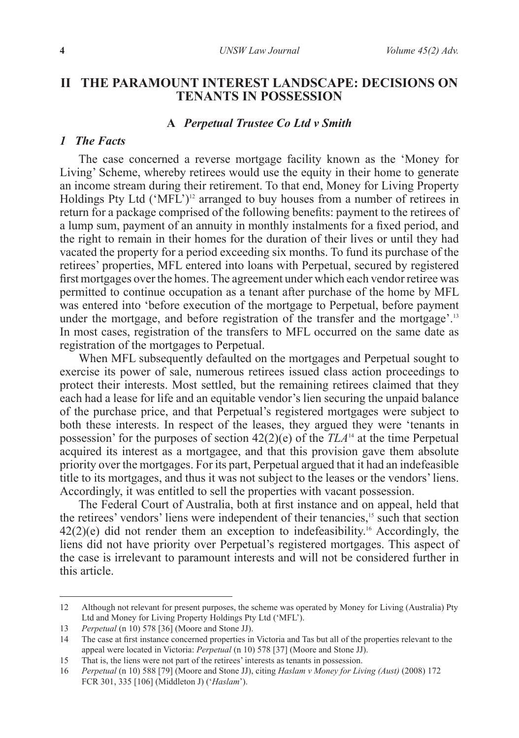## II THE PARAMOUNT INTEREST LANDSCAPE: DECISIONS ON TENANTS IN POSSESSION

### A *Perpetual Trustee Co Ltd v Smith*

#### *1 The Facts*

The case concerned a reverse mortgage facility known as the 'Money for Living' Scheme, whereby retirees would use the equity in their home to generate an income stream during their retirement. To that end, Money for Living Property Holdings Pty Ltd ('MFL')[12] arranged to buy houses from a number of retirees in return for a package comprised of the following benefits: payment to the retirees of a lump sum, payment of an annuity in monthly instalments for a fixed period, and the right to remain in their homes for the duration of their lives or until they had vacated the property for a period exceeding six months. To fund its purchase of the retirees' properties, MFL entered into loans with Perpetual, secured by registered first mortgages over the homes. The agreement under which each vendor retiree was permitted to continue occupation as a tenant after purchase of the home by MFL was entered into 'before execution of the mortgage to Perpetual, before payment under the mortgage, and before registration of the transfer and the mortgage'.[13] In most cases, registration of the transfers to MFL occurred on the same date as registration of the mortgages to Perpetual.

When MFL subsequently defaulted on the mortgages and Perpetual sought to exercise its power of sale, numerous retirees issued class action proceedings to protect their interests. Most settled, but the remaining retirees claimed that they each had a lease for life and an equitable vendor's lien securing the unpaid balance of the purchase price, and that Perpetual's registered mortgages were subject to both these interests. In respect of the leases, they argued they were 'tenants in possession' for the purposes of section 42(2)(e) of the *TLA*[14] at the time Perpetual acquired its interest as a mortgagee, and that this provision gave them absolute priority over the mortgages. For its part, Perpetual argued that it had an indefeasible title to its mortgages, and thus it was not subject to the leases or the vendors' liens. Accordingly, it was entitled to sell the properties with vacant possession.

The Federal Court of Australia, both at first instance and on appeal, held that the retirees' vendors' liens were independent of their tenancies,[15] such that section 42(2)(e) did not render them an exception to indefeasibility.[16] Accordingly, the liens did not have priority over Perpetual's registered mortgages. This aspect of the case is irrelevant to paramount interests and will not be considered further in this article.

---

12 Although not relevant for present purposes, the scheme was operated by Money for Living (Australia) Pty Ltd and Money for Living Property Holdings Pty Ltd ('MFL').

13 *Perpetual* (n 10) 578 [36] (Moore and Stone JJ).

14 The case at first instance concerned properties in Victoria and Tas but all of the properties relevant to the appeal were located in Victoria: *Perpetual* (n 10) 578 [37] (Moore and Stone JJ).

15 That is, the liens were not part of the retirees' interests as tenants in possession.

16 *Perpetual* (n 10) 588 [79] (Moore and Stone JJ), citing *Haslam v Money for Living (Aust)* (2008) 172 FCR 301, 335 [106] (Middleton J) ('*Haslam*').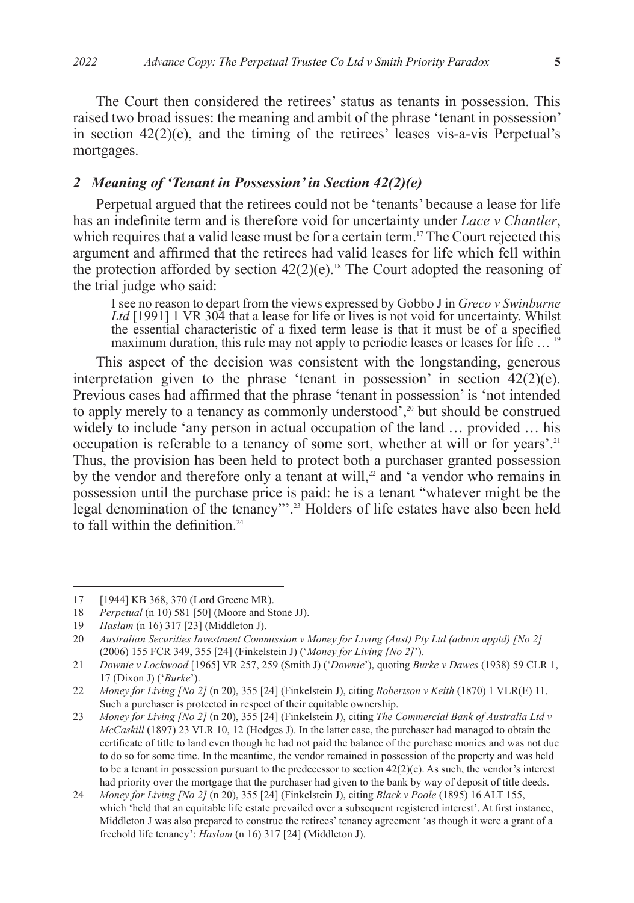The Court then considered the retirees' status as tenants in possession. This raised two broad issues: the meaning and ambit of the phrase 'tenant in possession' in section 42(2)(e), and the timing of the retirees' leases vis-a-vis Perpetual's mortgages.

### *2 Meaning of 'Tenant in Possession' in Section 42(2)(e)*

Perpetual argued that the retirees could not be 'tenants' because a lease for life has an indefinite term and is therefore void for uncertainty under *Lace v Chantler*, which requires that a valid lease must be for a certain term.[17] The Court rejected this argument and affirmed that the retirees had valid leases for life which fell within the protection afforded by section 42(2)(e).[18] The Court adopted the reasoning of the trial judge who said:

> I see no reason to depart from the views expressed by Gobbo J in *Greco v Swinburne Ltd* [1991] 1 VR 304 that a lease for life or lives is not void for uncertainty. Whilst the essential characteristic of a fixed term lease is that it must be of a specified maximum duration, this rule may not apply to periodic leases or leases for life … [19]

This aspect of the decision was consistent with the longstanding, generous interpretation given to the phrase 'tenant in possession' in section 42(2)(e). Previous cases had affirmed that the phrase 'tenant in possession' is 'not intended to apply merely to a tenancy as commonly understood',[20] but should be construed widely to include 'any person in actual occupation of the land … provided … his occupation is referable to a tenancy of some sort, whether at will or for years'.[21] Thus, the provision has been held to protect both a purchaser granted possession by the vendor and therefore only a tenant at will,[22] and 'a vendor who remains in possession until the purchase price is paid: he is a tenant "whatever might be the legal denomination of the tenancy"'.[23] Holders of life estates have also been held to fall within the definition.[24]

---

17 [1944] KB 368, 370 (Lord Greene MR).

18 *Perpetual* (n 10) 581 [50] (Moore and Stone JJ).

19 *Haslam* (n 16) 317 [23] (Middleton J).

20 *Australian Securities Investment Commission v Money for Living (Aust) Pty Ltd (admin apptd) [No 2]* (2006) 155 FCR 349, 355 [24] (Finkelstein J) ('*Money for Living [No 2]*').

21 *Downie v Lockwood* [1965] VR 257, 259 (Smith J) ('*Downie*'), quoting *Burke v Dawes* (1938) 59 CLR 1, 17 (Dixon J) ('*Burke*').

22 *Money for Living [No 2]* (n 20), 355 [24] (Finkelstein J), citing *Robertson v Keith* (1870) 1 VLR(E) 11. Such a purchaser is protected in respect of their equitable ownership.

23 *Money for Living [No 2]* (n 20), 355 [24] (Finkelstein J), citing *The Commercial Bank of Australia Ltd v McCaskill* (1897) 23 VLR 10, 12 (Hodges J). In the latter case, the purchaser had managed to obtain the certificate of title to land even though he had not paid the balance of the purchase monies and was not due to do so for some time. In the meantime, the vendor remained in possession of the property and was held to be a tenant in possession pursuant to the predecessor to section 42(2)(e). As such, the vendor's interest had priority over the mortgage that the purchaser had given to the bank by way of deposit of title deeds.

24 *Money for Living [No 2]* (n 20), 355 [24] (Finkelstein J), citing *Black v Poole* (1895) 16 ALT 155, which 'held that an equitable life estate prevailed over a subsequent registered interest'. At first instance, Middleton J was also prepared to construe the retirees' tenancy agreement 'as though it were a grant of a freehold life tenancy': *Haslam* (n 16) 317 [24] (Middleton J).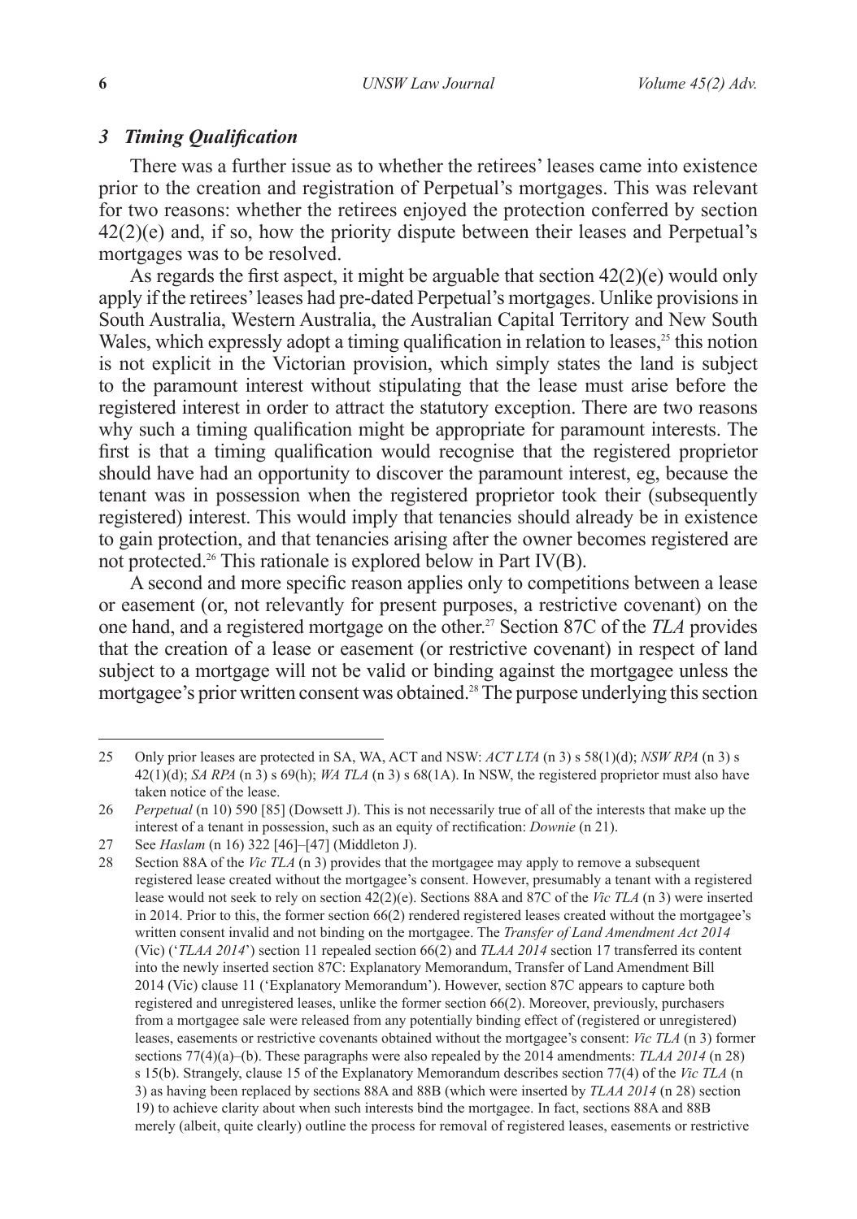### *3 Timing Qualification*

There was a further issue as to whether the retirees' leases came into existence prior to the creation and registration of Perpetual's mortgages. This was relevant for two reasons: whether the retirees enjoyed the protection conferred by section 42(2)(e) and, if so, how the priority dispute between their leases and Perpetual's mortgages was to be resolved.

As regards the first aspect, it might be arguable that section 42(2)(e) would only apply if the retirees' leases had pre-dated Perpetual's mortgages. Unlike provisions in South Australia, Western Australia, the Australian Capital Territory and New South Wales, which expressly adopt a timing qualification in relation to leases,[25] this notion is not explicit in the Victorian provision, which simply states the land is subject to the paramount interest without stipulating that the lease must arise before the registered interest in order to attract the statutory exception. There are two reasons why such a timing qualification might be appropriate for paramount interests. The first is that a timing qualification would recognise that the registered proprietor should have had an opportunity to discover the paramount interest, eg, because the tenant was in possession when the registered proprietor took their (subsequently registered) interest. This would imply that tenancies should already be in existence to gain protection, and that tenancies arising after the owner becomes registered are not protected.[26] This rationale is explored below in Part IV(B).

A second and more specific reason applies only to competitions between a lease or easement (or, not relevantly for present purposes, a restrictive covenant) on the one hand, and a registered mortgage on the other.[27] Section 87C of the *TLA* provides that the creation of a lease or easement (or restrictive covenant) in respect of land subject to a mortgage will not be valid or binding against the mortgagee unless the mortgagee's prior written consent was obtained.[28] The purpose underlying this section

---

25 Only prior leases are protected in SA, WA, ACT and NSW: *ACT LTA* (n 3) s 58(1)(d); *NSW RPA* (n 3) s 42(1)(d); *SA RPA* (n 3) s 69(h); *WA TLA* (n 3) s 68(1A). In NSW, the registered proprietor must also have taken notice of the lease.

26 *Perpetual* (n 10) 590 [85] (Dowsett J). This is not necessarily true of all of the interests that make up the interest of a tenant in possession, such as an equity of rectification: *Downie* (n 21).

27 See *Haslam* (n 16) 322 [46]–[47] (Middleton J).

28 Section 88A of the *Vic TLA* (n 3) provides that the mortgagee may apply to remove a subsequent registered lease created without the mortgagee's consent. However, presumably a tenant with a registered lease would not seek to rely on section 42(2)(e). Sections 88A and 87C of the *Vic TLA* (n 3) were inserted in 2014. Prior to this, the former section 66(2) rendered registered leases created without the mortgagee's written consent invalid and not binding on the mortgagee. The *Transfer of Land Amendment Act 2014* (Vic) ('*TLAA 2014*') section 11 repealed section 66(2) and *TLAA 2014* section 17 transferred its content into the newly inserted section 87C: Explanatory Memorandum, Transfer of Land Amendment Bill 2014 (Vic) clause 11 ('Explanatory Memorandum'). However, section 87C appears to capture both registered and unregistered leases, unlike the former section 66(2). Moreover, previously, purchasers from a mortgagee sale were released from any potentially binding effect of (registered or unregistered) leases, easements or restrictive covenants obtained without the mortgagee's consent: *Vic TLA* (n 3) former sections 77(4)(a)–(b). These paragraphs were also repealed by the 2014 amendments: *TLAA 2014* (n 28) s 15(b). Strangely, clause 15 of the Explanatory Memorandum describes section 77(4) of the *Vic TLA* (n 3) as having been replaced by sections 88A and 88B (which were inserted by *TLAA 2014* (n 28) section 19) to achieve clarity about when such interests bind the mortgagee. In fact, sections 88A and 88B merely (albeit, quite clearly) outline the process for removal of registered leases, easements or restrictive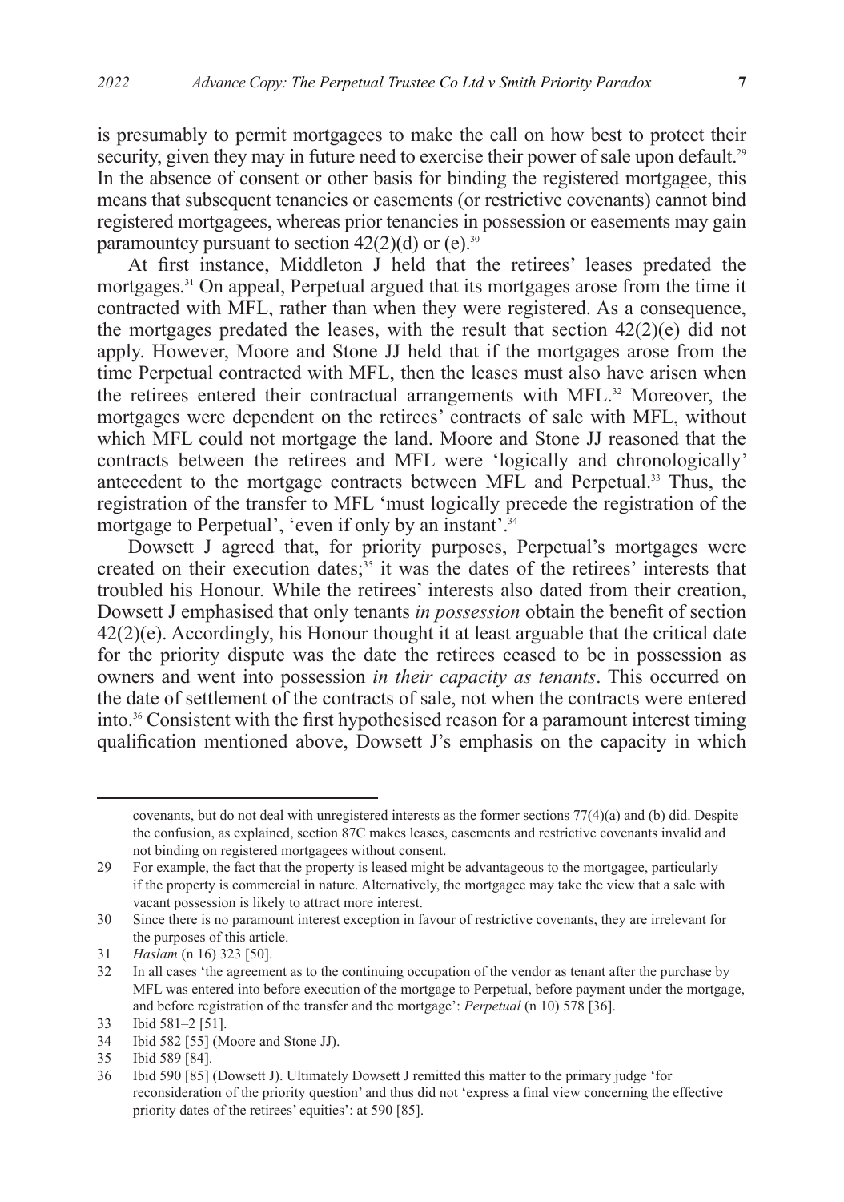is presumably to permit mortgagees to make the call on how best to protect their security, given they may in future need to exercise their power of sale upon default.[29] In the absence of consent or other basis for binding the registered mortgagee, this means that subsequent tenancies or easements (or restrictive covenants) cannot bind registered mortgagees, whereas prior tenancies in possession or easements may gain paramountcy pursuant to section 42(2)(d) or (e).[30]

At first instance, Middleton J held that the retirees' leases predated the mortgages.[31] On appeal, Perpetual argued that its mortgages arose from the time it contracted with MFL, rather than when they were registered. As a consequence, the mortgages predated the leases, with the result that section 42(2)(e) did not apply. However, Moore and Stone JJ held that if the mortgages arose from the time Perpetual contracted with MFL, then the leases must also have arisen when the retirees entered their contractual arrangements with MFL.[32] Moreover, the mortgages were dependent on the retirees' contracts of sale with MFL, without which MFL could not mortgage the land. Moore and Stone JJ reasoned that the contracts between the retirees and MFL were 'logically and chronologically' antecedent to the mortgage contracts between MFL and Perpetual.[33] Thus, the registration of the transfer to MFL 'must logically precede the registration of the mortgage to Perpetual', 'even if only by an instant'.[34]

Dowsett J agreed that, for priority purposes, Perpetual's mortgages were created on their execution dates;[35] it was the dates of the retirees' interests that troubled his Honour. While the retirees' interests also dated from their creation, Dowsett J emphasised that only tenants *in possession* obtain the benefit of section 42(2)(e). Accordingly, his Honour thought it at least arguable that the critical date for the priority dispute was the date the retirees ceased to be in possession as owners and went into possession *in their capacity as tenants*. This occurred on the date of settlement of the contracts of sale, not when the contracts were entered into.[36] Consistent with the first hypothesised reason for a paramount interest timing qualification mentioned above, Dowsett J's emphasis on the capacity in which

---

covenants, but do not deal with unregistered interests as the former sections 77(4)(a) and (b) did. Despite the confusion, as explained, section 87C makes leases, easements and restrictive covenants invalid and not binding on registered mortgagees without consent.

29 For example, the fact that the property is leased might be advantageous to the mortgagee, particularly if the property is commercial in nature. Alternatively, the mortgagee may take the view that a sale with vacant possession is likely to attract more interest.

30 Since there is no paramount interest exception in favour of restrictive covenants, they are irrelevant for the purposes of this article.

31 *Haslam* (n 16) 323 [50].

32 In all cases 'the agreement as to the continuing occupation of the vendor as tenant after the purchase by MFL was entered into before execution of the mortgage to Perpetual, before payment under the mortgage, and before registration of the transfer and the mortgage': *Perpetual* (n 10) 578 [36].

33 Ibid 581–2 [51].

34 Ibid 582 [55] (Moore and Stone JJ).

35 Ibid 589 [84].

36 Ibid 590 [85] (Dowsett J). Ultimately Dowsett J remitted this matter to the primary judge 'for reconsideration of the priority question' and thus did not 'express a final view concerning the effective priority dates of the retirees' equities': at 590 [85].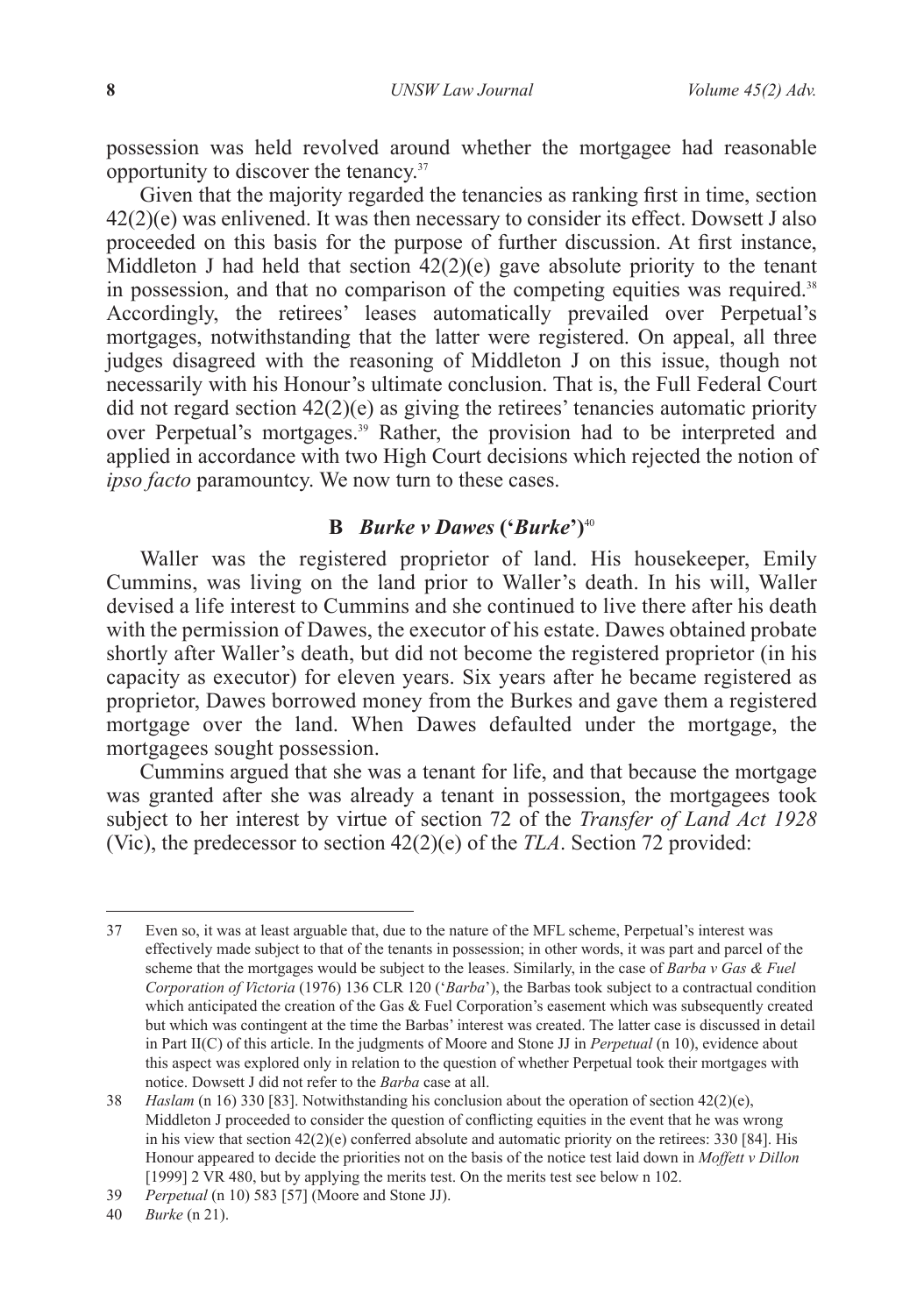possession was held revolved around whether the mortgagee had reasonable opportunity to discover the tenancy.[37]

Given that the majority regarded the tenancies as ranking first in time, section 42(2)(e) was enlivened. It was then necessary to consider its effect. Dowsett J also proceeded on this basis for the purpose of further discussion. At first instance, Middleton J had held that section 42(2)(e) gave absolute priority to the tenant in possession, and that no comparison of the competing equities was required.[38] Accordingly, the retirees' leases automatically prevailed over Perpetual's mortgages, notwithstanding that the latter were registered. On appeal, all three judges disagreed with the reasoning of Middleton J on this issue, though not necessarily with his Honour's ultimate conclusion. That is, the Full Federal Court did not regard section 42(2)(e) as giving the retirees' tenancies automatic priority over Perpetual's mortgages.[39] Rather, the provision had to be interpreted and applied in accordance with two High Court decisions which rejected the notion of *ipso facto* paramountcy. We now turn to these cases.

### B *Burke v Dawes* ('*Burke*')[40]

Waller was the registered proprietor of land. His housekeeper, Emily Cummins, was living on the land prior to Waller's death. In his will, Waller devised a life interest to Cummins and she continued to live there after his death with the permission of Dawes, the executor of his estate. Dawes obtained probate shortly after Waller's death, but did not become the registered proprietor (in his capacity as executor) for eleven years. Six years after he became registered as proprietor, Dawes borrowed money from the Burkes and gave them a registered mortgage over the land. When Dawes defaulted under the mortgage, the mortgagees sought possession.

Cummins argued that she was a tenant for life, and that because the mortgage was granted after she was already a tenant in possession, the mortgagees took subject to her interest by virtue of section 72 of the *Transfer of Land Act 1928* (Vic), the predecessor to section 42(2)(e) of the *TLA*. Section 72 provided:

---

37 Even so, it was at least arguable that, due to the nature of the MFL scheme, Perpetual's interest was effectively made subject to that of the tenants in possession; in other words, it was part and parcel of the scheme that the mortgages would be subject to the leases. Similarly, in the case of *Barba v Gas & Fuel Corporation of Victoria* (1976) 136 CLR 120 ('*Barba*'), the Barbas took subject to a contractual condition which anticipated the creation of the Gas & Fuel Corporation's easement which was subsequently created but which was contingent at the time the Barbas' interest was created. The latter case is discussed in detail in Part II(C) of this article. In the judgments of Moore and Stone JJ in *Perpetual* (n 10), evidence about this aspect was explored only in relation to the question of whether Perpetual took their mortgages with notice. Dowsett J did not refer to the *Barba* case at all.

38 *Haslam* (n 16) 330 [83]. Notwithstanding his conclusion about the operation of section 42(2)(e), Middleton J proceeded to consider the question of conflicting equities in the event that he was wrong in his view that section 42(2)(e) conferred absolute and automatic priority on the retirees: 330 [84]. His Honour appeared to decide the priorities not on the basis of the notice test laid down in *Moffett v Dillon* [1999] 2 VR 480, but by applying the merits test. On the merits test see below n 102.

39 *Perpetual* (n 10) 583 [57] (Moore and Stone JJ).

40 *Burke* (n 21).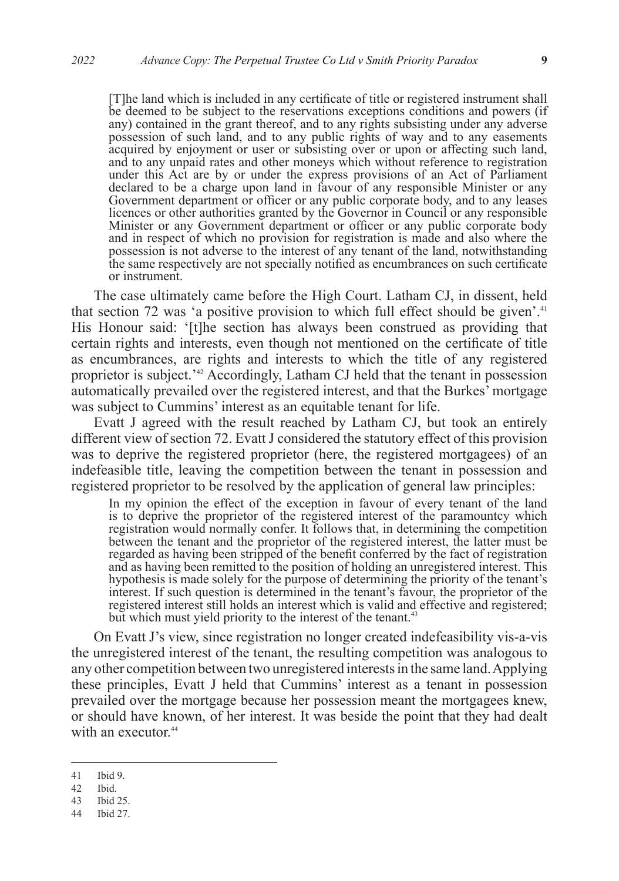> [T]he land which is included in any certificate of title or registered instrument shall be deemed to be subject to the reservations exceptions conditions and powers (if any) contained in the grant thereof, and to any rights subsisting under any adverse possession of such land, and to any public rights of way and to any easements acquired by enjoyment or user or subsisting over or upon or affecting such land, and to any unpaid rates and other moneys which without reference to registration under this Act are by or under the express provisions of an Act of Parliament declared to be a charge upon land in favour of any responsible Minister or any Government department or officer or any public corporate body, and to any leases licences or other authorities granted by the Governor in Council or any responsible Minister or any Government department or officer or any public corporate body and in respect of which no provision for registration is made and also where the possession is not adverse to the interest of any tenant of the land, notwithstanding the same respectively are not specially notified as encumbrances on such certificate or instrument.

The case ultimately came before the High Court. Latham CJ, in dissent, held that section 72 was 'a positive provision to which full effect should be given'.[41] His Honour said: '[t]he section has always been construed as providing that certain rights and interests, even though not mentioned on the certificate of title as encumbrances, are rights and interests to which the title of any registered proprietor is subject.'[42] Accordingly, Latham CJ held that the tenant in possession automatically prevailed over the registered interest, and that the Burkes' mortgage was subject to Cummins' interest as an equitable tenant for life.

Evatt J agreed with the result reached by Latham CJ, but took an entirely different view of section 72. Evatt J considered the statutory effect of this provision was to deprive the registered proprietor (here, the registered mortgagees) of an indefeasible title, leaving the competition between the tenant in possession and registered proprietor to be resolved by the application of general law principles:

> In my opinion the effect of the exception in favour of every tenant of the land is to deprive the proprietor of the registered interest of the paramountcy which registration would normally confer. It follows that, in determining the competition between the tenant and the proprietor of the registered interest, the latter must be regarded as having been stripped of the benefit conferred by the fact of registration and as having been remitted to the position of holding an unregistered interest. This hypothesis is made solely for the purpose of determining the priority of the tenant's interest. If such question is determined in the tenant's favour, the proprietor of the registered interest still holds an interest which is valid and effective and registered; but which must yield priority to the interest of the tenant.[43]

On Evatt J's view, since registration no longer created indefeasibility vis-a-vis the unregistered interest of the tenant, the resulting competition was analogous to any other competition between two unregistered interests in the same land. Applying these principles, Evatt J held that Cummins' interest as a tenant in possession prevailed over the mortgage because her possession meant the mortgagees knew, or should have known, of her interest. It was beside the point that they had dealt with an executor.[44]

---

41 Ibid 9.

42 Ibid.

43 Ibid 25.

44 Ibid 27.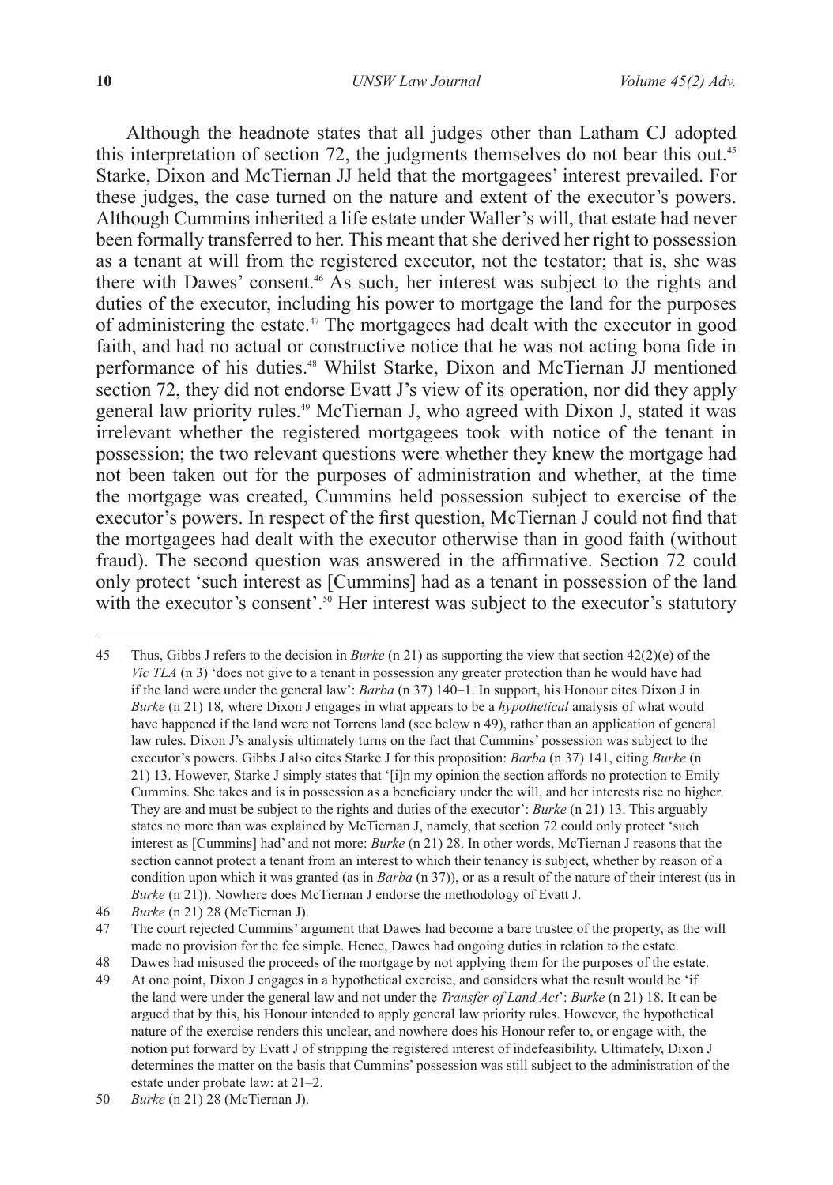Although the headnote states that all judges other than Latham CJ adopted this interpretation of section 72, the judgments themselves do not bear this out.[45] Starke, Dixon and McTiernan JJ held that the mortgagees' interest prevailed. For these judges, the case turned on the nature and extent of the executor's powers. Although Cummins inherited a life estate under Waller's will, that estate had never been formally transferred to her. This meant that she derived her right to possession as a tenant at will from the registered executor, not the testator; that is, she was there with Dawes' consent.[46] As such, her interest was subject to the rights and duties of the executor, including his power to mortgage the land for the purposes of administering the estate.[47] The mortgagees had dealt with the executor in good faith, and had no actual or constructive notice that he was not acting bona fide in performance of his duties.[48] Whilst Starke, Dixon and McTiernan JJ mentioned section 72, they did not endorse Evatt J's view of its operation, nor did they apply general law priority rules.[49] McTiernan J, who agreed with Dixon J, stated it was irrelevant whether the registered mortgagees took with notice of the tenant in possession; the two relevant questions were whether they knew the mortgage had not been taken out for the purposes of administration and whether, at the time the mortgage was created, Cummins held possession subject to exercise of the executor's powers. In respect of the first question, McTiernan J could not find that the mortgagees had dealt with the executor otherwise than in good faith (without fraud). The second question was answered in the affirmative. Section 72 could only protect 'such interest as [Cummins] had as a tenant in possession of the land with the executor's consent'.[50] Her interest was subject to the executor's statutory

---

45 Thus, Gibbs J refers to the decision in *Burke* (n 21) as supporting the view that section 42(2)(e) of the *Vic TLA* (n 3) 'does not give to a tenant in possession any greater protection than he would have had if the land were under the general law': *Barba* (n 37) 140–1. In support, his Honour cites Dixon J in *Burke* (n 21) 18*,* where Dixon J engages in what appears to be a *hypothetical* analysis of what would have happened if the land were not Torrens land (see below n 49), rather than an application of general law rules. Dixon J's analysis ultimately turns on the fact that Cummins' possession was subject to the executor's powers. Gibbs J also cites Starke J for this proposition: *Barba* (n 37) 141, citing *Burke* (n 21) 13. However, Starke J simply states that '[i]n my opinion the section affords no protection to Emily Cummins. She takes and is in possession as a beneficiary under the will, and her interests rise no higher. They are and must be subject to the rights and duties of the executor': *Burke* (n 21) 13. This arguably states no more than was explained by McTiernan J, namely, that section 72 could only protect 'such interest as [Cummins] had' and not more: *Burke* (n 21) 28. In other words, McTiernan J reasons that the section cannot protect a tenant from an interest to which their tenancy is subject, whether by reason of a condition upon which it was granted (as in *Barba* (n 37)), or as a result of the nature of their interest (as in *Burke* (n 21)). Nowhere does McTiernan J endorse the methodology of Evatt J.

46 *Burke* (n 21) 28 (McTiernan J).

47 The court rejected Cummins' argument that Dawes had become a bare trustee of the property, as the will made no provision for the fee simple. Hence, Dawes had ongoing duties in relation to the estate.

48 Dawes had misused the proceeds of the mortgage by not applying them for the purposes of the estate.

49 At one point, Dixon J engages in a hypothetical exercise, and considers what the result would be 'if the land were under the general law and not under the *Transfer of Land Act*': *Burke* (n 21) 18. It can be argued that by this, his Honour intended to apply general law priority rules. However, the hypothetical nature of the exercise renders this unclear, and nowhere does his Honour refer to, or engage with, the notion put forward by Evatt J of stripping the registered interest of indefeasibility. Ultimately, Dixon J determines the matter on the basis that Cummins' possession was still subject to the administration of the estate under probate law: at 21–2.

50 *Burke* (n 21) 28 (McTiernan J).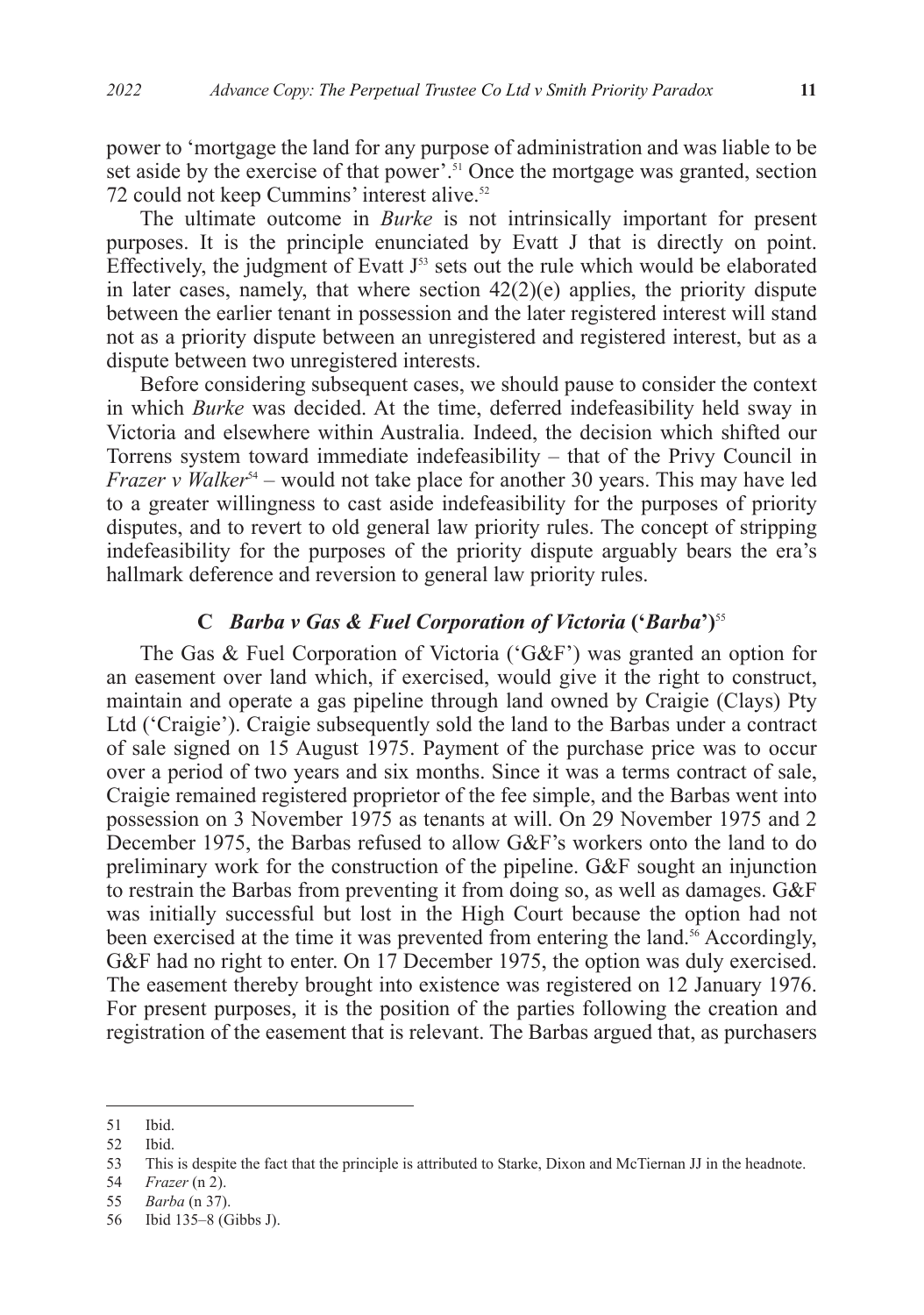power to 'mortgage the land for any purpose of administration and was liable to be set aside by the exercise of that power'.[51] Once the mortgage was granted, section 72 could not keep Cummins' interest alive.[52]

The ultimate outcome in *Burke* is not intrinsically important for present purposes. It is the principle enunciated by Evatt J that is directly on point. Effectively, the judgment of Evatt J[53] sets out the rule which would be elaborated in later cases, namely, that where section 42(2)(e) applies, the priority dispute between the earlier tenant in possession and the later registered interest will stand not as a priority dispute between an unregistered and registered interest, but as a dispute between two unregistered interests.

Before considering subsequent cases, we should pause to consider the context in which *Burke* was decided. At the time, deferred indefeasibility held sway in Victoria and elsewhere within Australia. Indeed, the decision which shifted our Torrens system toward immediate indefeasibility – that of the Privy Council in *Frazer v Walker*[54] – would not take place for another 30 years. This may have led to a greater willingness to cast aside indefeasibility for the purposes of priority disputes, and to revert to old general law priority rules. The concept of stripping indefeasibility for the purposes of the priority dispute arguably bears the era's hallmark deference and reversion to general law priority rules.

### C *Barba v Gas & Fuel Corporation of Victoria* ('*Barba*')[55]

The Gas & Fuel Corporation of Victoria ('G&F') was granted an option for an easement over land which, if exercised, would give it the right to construct, maintain and operate a gas pipeline through land owned by Craigie (Clays) Pty Ltd ('Craigie'). Craigie subsequently sold the land to the Barbas under a contract of sale signed on 15 August 1975. Payment of the purchase price was to occur over a period of two years and six months. Since it was a terms contract of sale, Craigie remained registered proprietor of the fee simple, and the Barbas went into possession on 3 November 1975 as tenants at will. On 29 November 1975 and 2 December 1975, the Barbas refused to allow G&F's workers onto the land to do preliminary work for the construction of the pipeline. G&F sought an injunction to restrain the Barbas from preventing it from doing so, as well as damages. G&F was initially successful but lost in the High Court because the option had not been exercised at the time it was prevented from entering the land.[56] Accordingly, G&F had no right to enter. On 17 December 1975, the option was duly exercised. The easement thereby brought into existence was registered on 12 January 1976. For present purposes, it is the position of the parties following the creation and registration of the easement that is relevant. The Barbas argued that, as purchasers

---

51 Ibid.

52 Ibid.

53 This is despite the fact that the principle is attributed to Starke, Dixon and McTiernan JJ in the headnote.

54 *Frazer* (n 2).

55 *Barba* (n 37).

56 Ibid 135–8 (Gibbs J).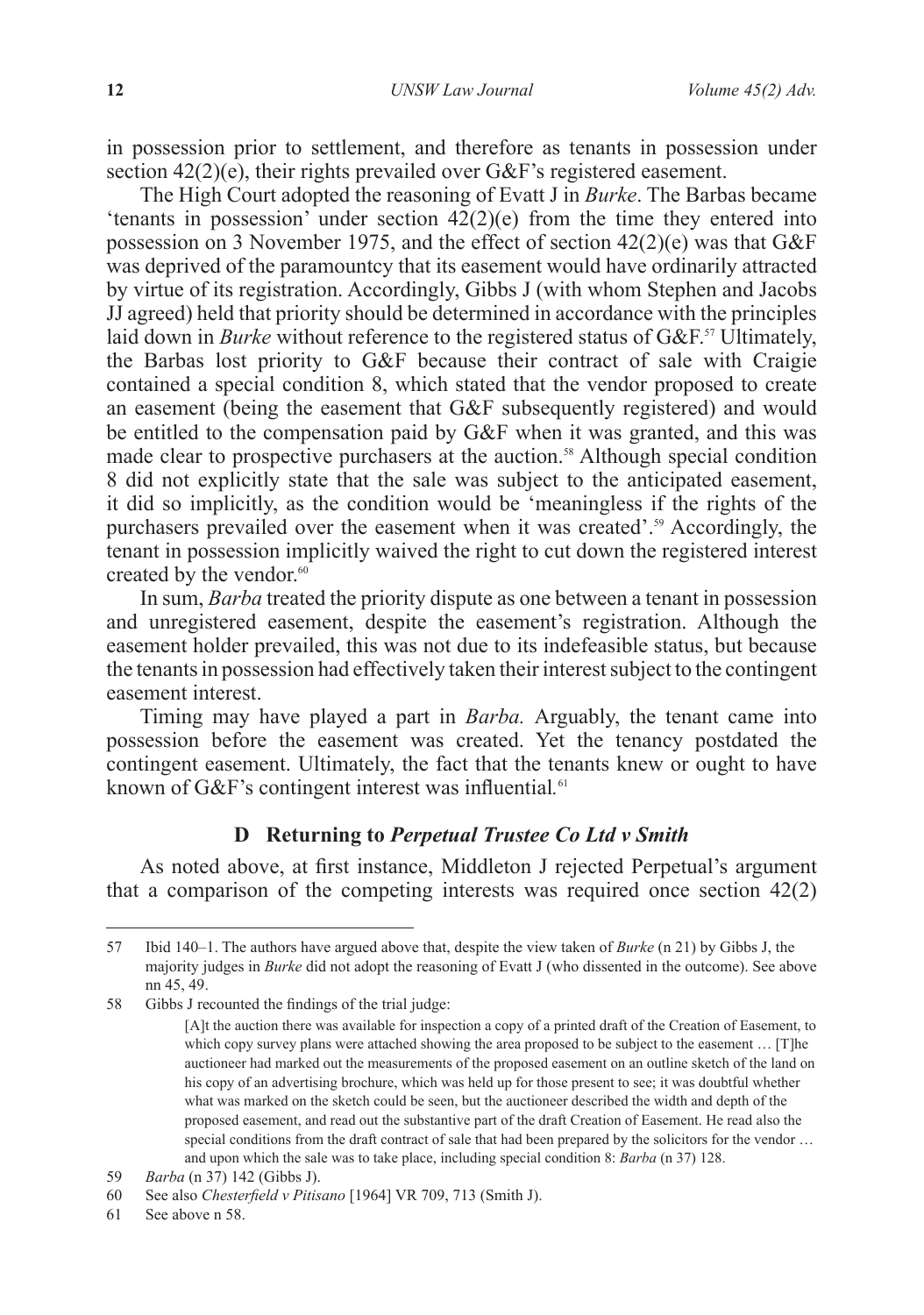in possession prior to settlement, and therefore as tenants in possession under section 42(2)(e), their rights prevailed over G&F's registered easement.

The High Court adopted the reasoning of Evatt J in *Burke*. The Barbas became 'tenants in possession' under section 42(2)(e) from the time they entered into possession on 3 November 1975, and the effect of section 42(2)(e) was that G&F was deprived of the paramountcy that its easement would have ordinarily attracted by virtue of its registration. Accordingly, Gibbs J (with whom Stephen and Jacobs JJ agreed) held that priority should be determined in accordance with the principles laid down in *Burke* without reference to the registered status of G&F.[57] Ultimately, the Barbas lost priority to G&F because their contract of sale with Craigie contained a special condition 8, which stated that the vendor proposed to create an easement (being the easement that G&F subsequently registered) and would be entitled to the compensation paid by G&F when it was granted, and this was made clear to prospective purchasers at the auction.[58] Although special condition 8 did not explicitly state that the sale was subject to the anticipated easement, it did so implicitly, as the condition would be 'meaningless if the rights of the purchasers prevailed over the easement when it was created'.[59] Accordingly, the tenant in possession implicitly waived the right to cut down the registered interest created by the vendor.[60]

In sum, *Barba* treated the priority dispute as one between a tenant in possession and unregistered easement, despite the easement's registration. Although the easement holder prevailed, this was not due to its indefeasible status, but because the tenants in possession had effectively taken their interest subject to the contingent easement interest.

Timing may have played a part in *Barba.* Arguably, the tenant came into possession before the easement was created. Yet the tenancy postdated the contingent easement. Ultimately, the fact that the tenants knew or ought to have known of G&F's contingent interest was influential.[61]

### D Returning to *Perpetual Trustee Co Ltd v Smith*

As noted above, at first instance, Middleton J rejected Perpetual's argument that a comparison of the competing interests was required once section 42(2)

---

57 Ibid 140–1. The authors have argued above that, despite the view taken of *Burke* (n 21) by Gibbs J, the majority judges in *Burke* did not adopt the reasoning of Evatt J (who dissented in the outcome). See above nn 45, 49.

58 Gibbs J recounted the findings of the trial judge:

> [A]t the auction there was available for inspection a copy of a printed draft of the Creation of Easement, to which copy survey plans were attached showing the area proposed to be subject to the easement … [T]he auctioneer had marked out the measurements of the proposed easement on an outline sketch of the land on his copy of an advertising brochure, which was held up for those present to see; it was doubtful whether what was marked on the sketch could be seen, but the auctioneer described the width and depth of the proposed easement, and read out the substantive part of the draft Creation of Easement. He read also the special conditions from the draft contract of sale that had been prepared by the solicitors for the vendor … and upon which the sale was to take place, including special condition 8: *Barba* (n 37) 128.

59 *Barba* (n 37) 142 (Gibbs J).

60 See also *Chesterfield v Pitisano* [1964] VR 709, 713 (Smith J).

61 See above n 58.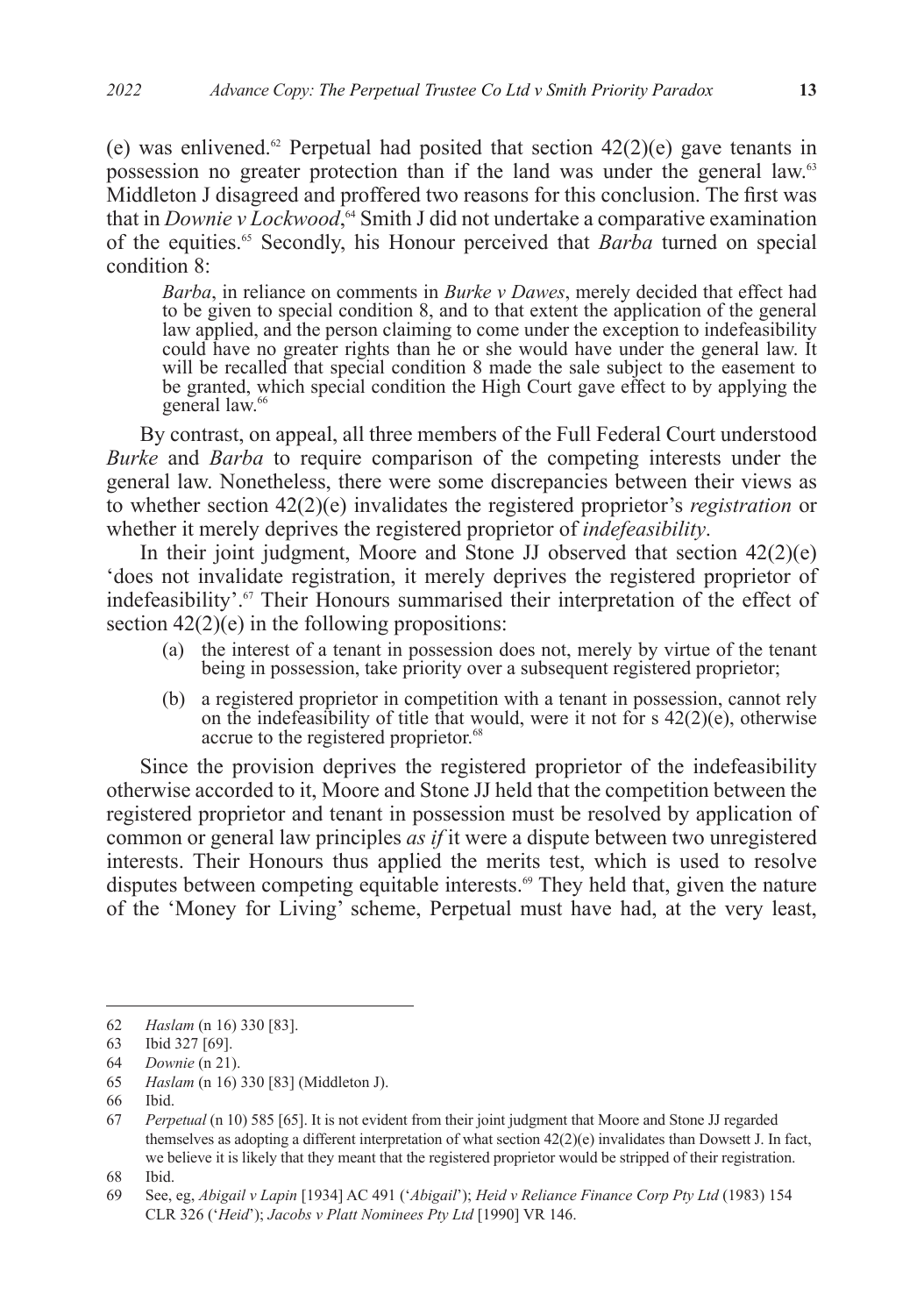(e) was enlivened.[62] Perpetual had posited that section 42(2)(e) gave tenants in possession no greater protection than if the land was under the general law.[63] Middleton J disagreed and proffered two reasons for this conclusion. The first was that in *Downie v Lockwood*,[64] Smith J did not undertake a comparative examination of the equities.[65] Secondly, his Honour perceived that *Barba* turned on special condition 8:

> *Barba*, in reliance on comments in *Burke v Dawes*, merely decided that effect had to be given to special condition 8, and to that extent the application of the general law applied, and the person claiming to come under the exception to indefeasibility could have no greater rights than he or she would have under the general law. It will be recalled that special condition 8 made the sale subject to the easement to be granted, which special condition the High Court gave effect to by applying the general law.[66]

By contrast, on appeal, all three members of the Full Federal Court understood *Burke* and *Barba* to require comparison of the competing interests under the general law. Nonetheless, there were some discrepancies between their views as to whether section 42(2)(e) invalidates the registered proprietor's *registration* or whether it merely deprives the registered proprietor of *indefeasibility*.

In their joint judgment, Moore and Stone JJ observed that section 42(2)(e) 'does not invalidate registration, it merely deprives the registered proprietor of indefeasibility'.[67] Their Honours summarised their interpretation of the effect of section 42(2)(e) in the following propositions:

> (a) the interest of a tenant in possession does not, merely by virtue of the tenant being in possession, take priority over a subsequent registered proprietor;
>
> (b) a registered proprietor in competition with a tenant in possession, cannot rely on the indefeasibility of title that would, were it not for s 42(2)(e), otherwise accrue to the registered proprietor.[68]

Since the provision deprives the registered proprietor of the indefeasibility otherwise accorded to it, Moore and Stone JJ held that the competition between the registered proprietor and tenant in possession must be resolved by application of common or general law principles *as if* it were a dispute between two unregistered interests. Their Honours thus applied the merits test, which is used to resolve disputes between competing equitable interests.[69] They held that, given the nature of the 'Money for Living' scheme, Perpetual must have had, at the very least,

---

62 *Haslam* (n 16) 330 [83].

63 Ibid 327 [69].

64 *Downie* (n 21).

65 *Haslam* (n 16) 330 [83] (Middleton J).

66 Ibid.

67 *Perpetual* (n 10) 585 [65]. It is not evident from their joint judgment that Moore and Stone JJ regarded themselves as adopting a different interpretation of what section 42(2)(e) invalidates than Dowsett J. In fact, we believe it is likely that they meant that the registered proprietor would be stripped of their registration.

68 Ibid.

69 See, eg, *Abigail v Lapin* [1934] AC 491 ('*Abigail*'); *Heid v Reliance Finance Corp Pty Ltd* (1983) 154 CLR 326 ('*Heid*'); *Jacobs v Platt Nominees Pty Ltd* [1990] VR 146.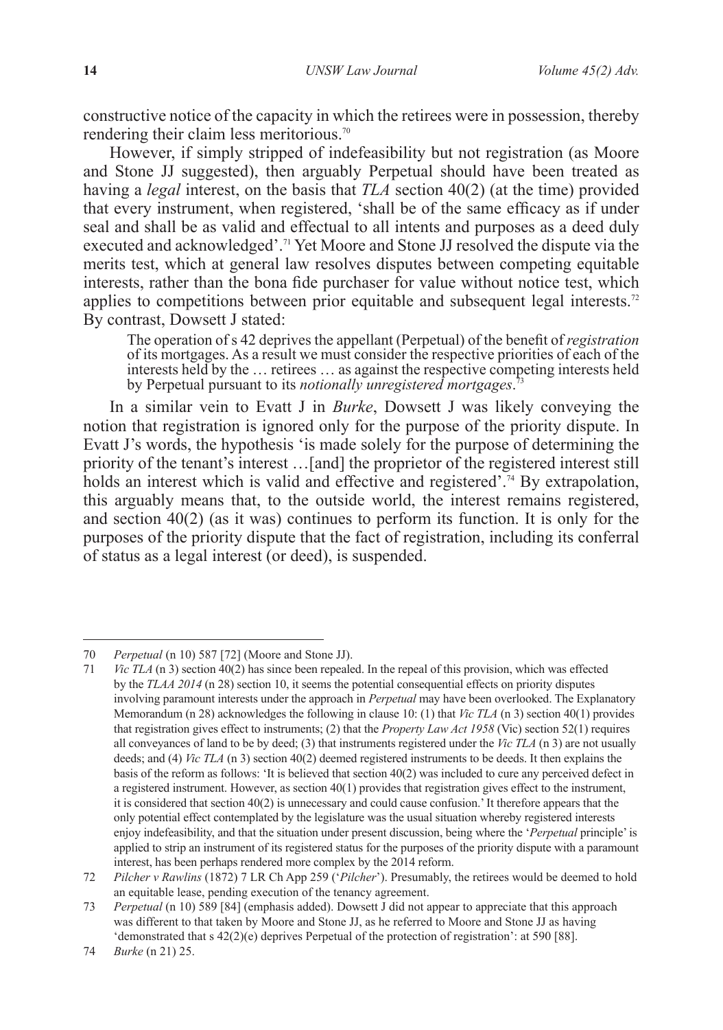constructive notice of the capacity in which the retirees were in possession, thereby rendering their claim less meritorious.[70]

However, if simply stripped of indefeasibility but not registration (as Moore and Stone JJ suggested), then arguably Perpetual should have been treated as having a *legal* interest, on the basis that *TLA* section 40(2) (at the time) provided that every instrument, when registered, 'shall be of the same efficacy as if under seal and shall be as valid and effectual to all intents and purposes as a deed duly executed and acknowledged'.[71] Yet Moore and Stone JJ resolved the dispute via the merits test, which at general law resolves disputes between competing equitable interests, rather than the bona fide purchaser for value without notice test, which applies to competitions between prior equitable and subsequent legal interests.[72] By contrast, Dowsett J stated:

> The operation of s 42 deprives the appellant (Perpetual) of the benefit of *registration* of its mortgages. As a result we must consider the respective priorities of each of the interests held by the … retirees … as against the respective competing interests held by Perpetual pursuant to its *notionally unregistered mortgages*.[73]

In a similar vein to Evatt J in *Burke*, Dowsett J was likely conveying the notion that registration is ignored only for the purpose of the priority dispute. In Evatt J's words, the hypothesis 'is made solely for the purpose of determining the priority of the tenant's interest …[and] the proprietor of the registered interest still holds an interest which is valid and effective and registered'.[74] By extrapolation, this arguably means that, to the outside world, the interest remains registered, and section 40(2) (as it was) continues to perform its function. It is only for the purposes of the priority dispute that the fact of registration, including its conferral of status as a legal interest (or deed), is suspended.

---

70 *Perpetual* (n 10) 587 [72] (Moore and Stone JJ).

71 *Vic TLA* (n 3) section 40(2) has since been repealed. In the repeal of this provision, which was effected by the *TLAA 2014* (n 28) section 10, it seems the potential consequential effects on priority disputes involving paramount interests under the approach in *Perpetual* may have been overlooked. The Explanatory Memorandum (n 28) acknowledges the following in clause 10: (1) that *Vic TLA* (n 3) section 40(1) provides that registration gives effect to instruments; (2) that the *Property Law Act 1958* (Vic) section 52(1) requires all conveyances of land to be by deed; (3) that instruments registered under the *Vic TLA* (n 3) are not usually deeds; and (4) *Vic TLA* (n 3) section 40(2) deemed registered instruments to be deeds. It then explains the basis of the reform as follows: 'It is believed that section 40(2) was included to cure any perceived defect in a registered instrument. However, as section 40(1) provides that registration gives effect to the instrument, it is considered that section 40(2) is unnecessary and could cause confusion.' It therefore appears that the only potential effect contemplated by the legislature was the usual situation whereby registered interests enjoy indefeasibility, and that the situation under present discussion, being where the '*Perpetual* principle' is applied to strip an instrument of its registered status for the purposes of the priority dispute with a paramount interest, has been perhaps rendered more complex by the 2014 reform.

72 *Pilcher v Rawlins* (1872) 7 LR Ch App 259 ('*Pilcher*'). Presumably, the retirees would be deemed to hold an equitable lease, pending execution of the tenancy agreement.

73 *Perpetual* (n 10) 589 [84] (emphasis added). Dowsett J did not appear to appreciate that this approach was different to that taken by Moore and Stone JJ, as he referred to Moore and Stone JJ as having 'demonstrated that s 42(2)(e) deprives Perpetual of the protection of registration': at 590 [88].

74 *Burke* (n 21) 25.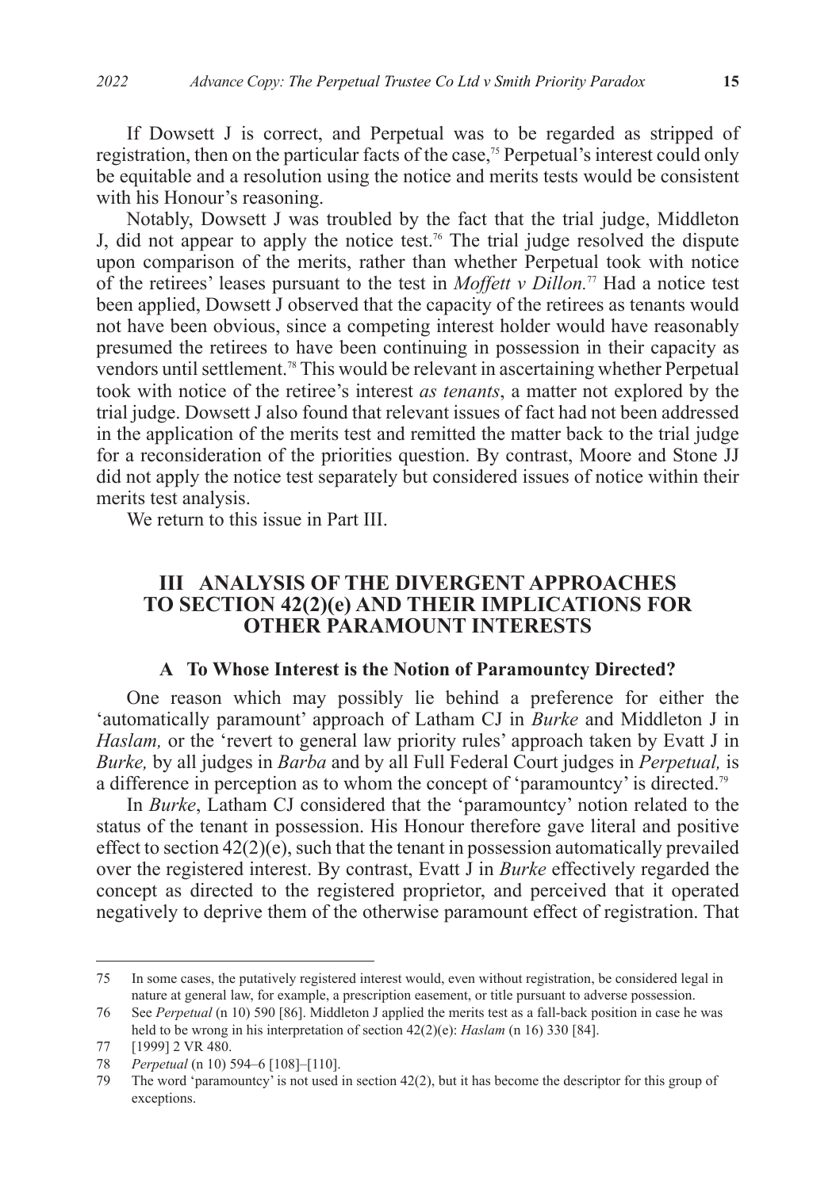If Dowsett J is correct, and Perpetual was to be regarded as stripped of registration, then on the particular facts of the case,[75] Perpetual's interest could only be equitable and a resolution using the notice and merits tests would be consistent with his Honour's reasoning.

Notably, Dowsett J was troubled by the fact that the trial judge, Middleton J, did not appear to apply the notice test.[76] The trial judge resolved the dispute upon comparison of the merits, rather than whether Perpetual took with notice of the retirees' leases pursuant to the test in *Moffett v Dillon.*[77] Had a notice test been applied, Dowsett J observed that the capacity of the retirees as tenants would not have been obvious, since a competing interest holder would have reasonably presumed the retirees to have been continuing in possession in their capacity as vendors until settlement.[78] This would be relevant in ascertaining whether Perpetual took with notice of the retiree's interest *as tenants*, a matter not explored by the trial judge. Dowsett J also found that relevant issues of fact had not been addressed in the application of the merits test and remitted the matter back to the trial judge for a reconsideration of the priorities question. By contrast, Moore and Stone JJ did not apply the notice test separately but considered issues of notice within their merits test analysis.

We return to this issue in Part III.

## III ANALYSIS OF THE DIVERGENT APPROACHES TO SECTION 42(2)(e) AND THEIR IMPLICATIONS FOR OTHER PARAMOUNT INTERESTS

### A To Whose Interest is the Notion of Paramountcy Directed?

One reason which may possibly lie behind a preference for either the 'automatically paramount' approach of Latham CJ in *Burke* and Middleton J in *Haslam,* or the 'revert to general law priority rules' approach taken by Evatt J in *Burke,* by all judges in *Barba* and by all Full Federal Court judges in *Perpetual,* is a difference in perception as to whom the concept of 'paramountcy' is directed.[79]

In *Burke*, Latham CJ considered that the 'paramountcy' notion related to the status of the tenant in possession. His Honour therefore gave literal and positive effect to section 42(2)(e), such that the tenant in possession automatically prevailed over the registered interest. By contrast, Evatt J in *Burke* effectively regarded the concept as directed to the registered proprietor, and perceived that it operated negatively to deprive them of the otherwise paramount effect of registration. That

---

75 In some cases, the putatively registered interest would, even without registration, be considered legal in nature at general law, for example, a prescription easement, or title pursuant to adverse possession.

76 See *Perpetual* (n 10) 590 [86]. Middleton J applied the merits test as a fall-back position in case he was held to be wrong in his interpretation of section 42(2)(e): *Haslam* (n 16) 330 [84].

77 [1999] 2 VR 480.

78 *Perpetual* (n 10) 594–6 [108]–[110].

79 The word 'paramountcy' is not used in section 42(2), but it has become the descriptor for this group of exceptions.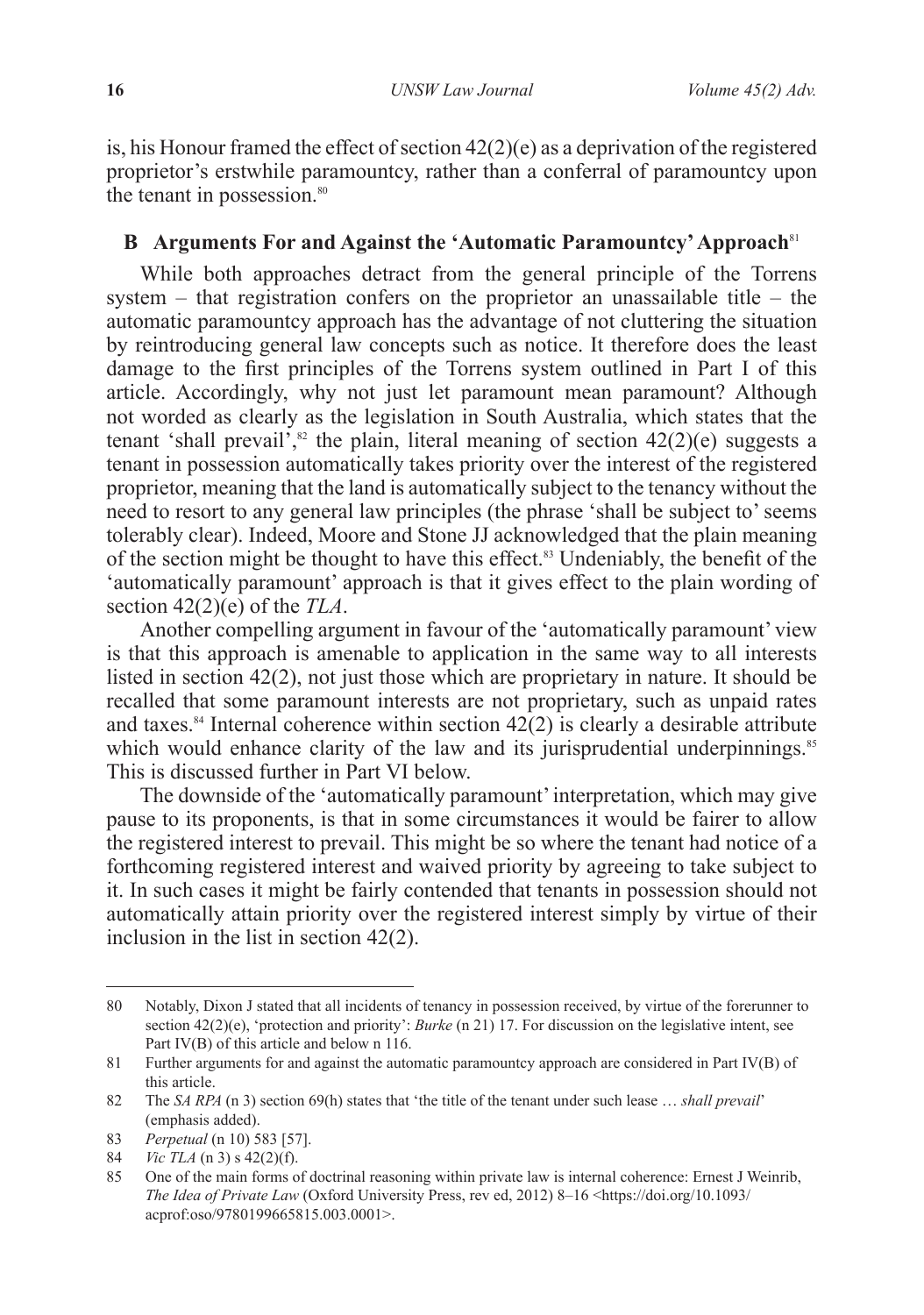is, his Honour framed the effect of section 42(2)(e) as a deprivation of the registered proprietor's erstwhile paramountcy, rather than a conferral of paramountcy upon the tenant in possession.[80]

### B Arguments For and Against the 'Automatic Paramountcy' Approach[81]

While both approaches detract from the general principle of the Torrens system – that registration confers on the proprietor an unassailable title – the automatic paramountcy approach has the advantage of not cluttering the situation by reintroducing general law concepts such as notice. It therefore does the least damage to the first principles of the Torrens system outlined in Part I of this article. Accordingly, why not just let paramount mean paramount? Although not worded as clearly as the legislation in South Australia, which states that the tenant 'shall prevail',[82] the plain, literal meaning of section 42(2)(e) suggests a tenant in possession automatically takes priority over the interest of the registered proprietor, meaning that the land is automatically subject to the tenancy without the need to resort to any general law principles (the phrase 'shall be subject to' seems tolerably clear). Indeed, Moore and Stone JJ acknowledged that the plain meaning of the section might be thought to have this effect.[83] Undeniably, the benefit of the 'automatically paramount' approach is that it gives effect to the plain wording of section 42(2)(e) of the *TLA*.

Another compelling argument in favour of the 'automatically paramount' view is that this approach is amenable to application in the same way to all interests listed in section 42(2), not just those which are proprietary in nature. It should be recalled that some paramount interests are not proprietary, such as unpaid rates and taxes.[84] Internal coherence within section 42(2) is clearly a desirable attribute which would enhance clarity of the law and its jurisprudential underpinnings.[85] This is discussed further in Part VI below.

The downside of the 'automatically paramount' interpretation, which may give pause to its proponents, is that in some circumstances it would be fairer to allow the registered interest to prevail. This might be so where the tenant had notice of a forthcoming registered interest and waived priority by agreeing to take subject to it. In such cases it might be fairly contended that tenants in possession should not automatically attain priority over the registered interest simply by virtue of their inclusion in the list in section 42(2).

---

80 Notably, Dixon J stated that all incidents of tenancy in possession received, by virtue of the forerunner to section 42(2)(e), 'protection and priority': *Burke* (n 21) 17. For discussion on the legislative intent, see Part IV(B) of this article and below n 116.

81 Further arguments for and against the automatic paramountcy approach are considered in Part IV(B) of this article.

82 The *SA RPA* (n 3) section 69(h) states that 'the title of the tenant under such lease … *shall prevail*' (emphasis added).

83 *Perpetual* (n 10) 583 [57].

84 *Vic TLA* (n 3) s 42(2)(f).

85 One of the main forms of doctrinal reasoning within private law is internal coherence: Ernest J Weinrib, *The Idea of Private Law* (Oxford University Press, rev ed, 2012) 8–16 <https://doi.org/10.1093/acprof:oso/9780199665815.003.0001>.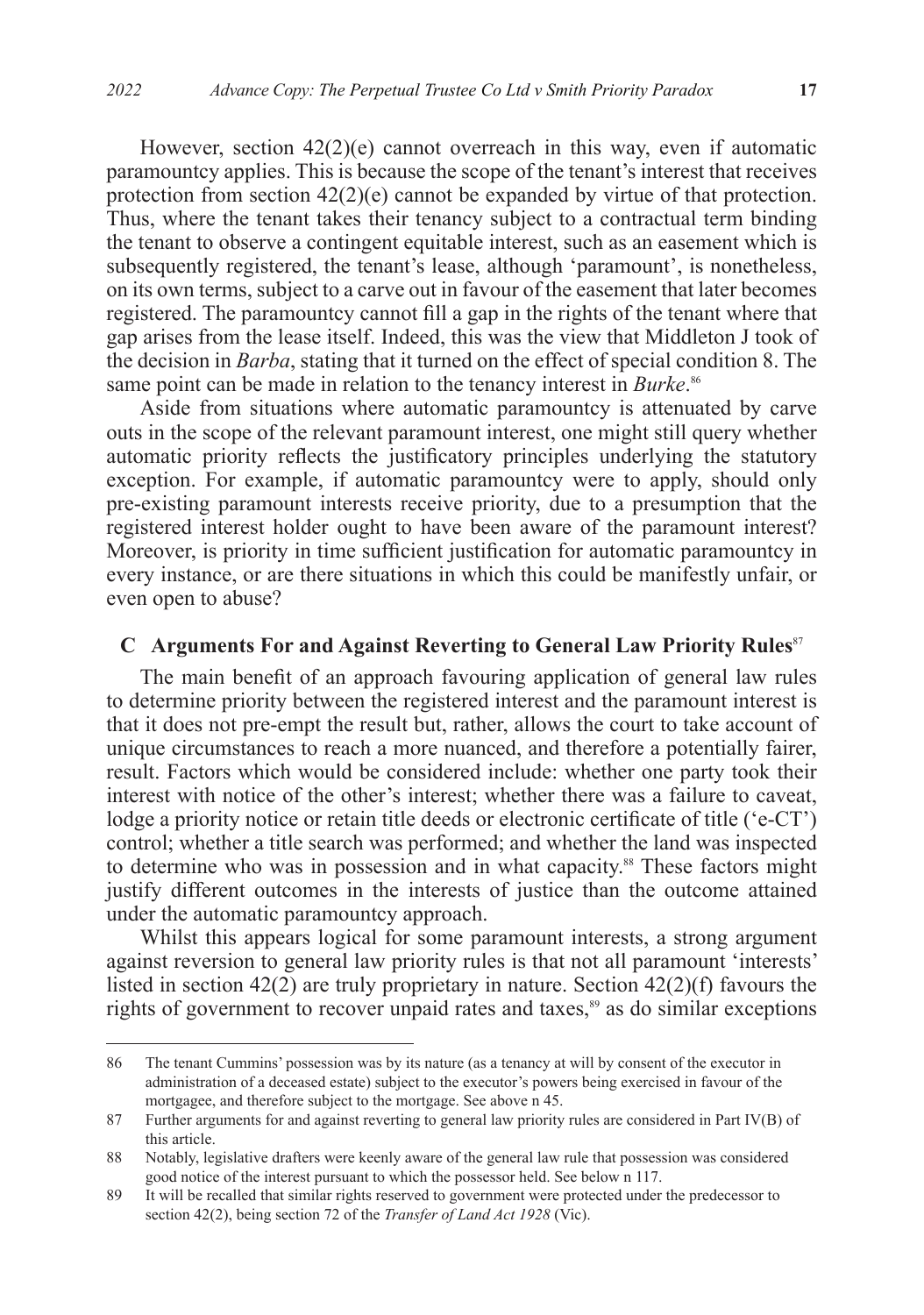However, section 42(2)(e) cannot overreach in this way, even if automatic paramountcy applies. This is because the scope of the tenant's interest that receives protection from section 42(2)(e) cannot be expanded by virtue of that protection. Thus, where the tenant takes their tenancy subject to a contractual term binding the tenant to observe a contingent equitable interest, such as an easement which is subsequently registered, the tenant's lease, although 'paramount', is nonetheless, on its own terms, subject to a carve out in favour of the easement that later becomes registered. The paramountcy cannot fill a gap in the rights of the tenant where that gap arises from the lease itself. Indeed, this was the view that Middleton J took of the decision in *Barba*, stating that it turned on the effect of special condition 8. The same point can be made in relation to the tenancy interest in *Burke*.[86]

Aside from situations where automatic paramountcy is attenuated by carve outs in the scope of the relevant paramount interest, one might still query whether automatic priority reflects the justificatory principles underlying the statutory exception. For example, if automatic paramountcy were to apply, should only pre-existing paramount interests receive priority, due to a presumption that the registered interest holder ought to have been aware of the paramount interest? Moreover, is priority in time sufficient justification for automatic paramountcy in every instance, or are there situations in which this could be manifestly unfair, or even open to abuse?

### C Arguments For and Against Reverting to General Law Priority Rules[87]

The main benefit of an approach favouring application of general law rules to determine priority between the registered interest and the paramount interest is that it does not pre-empt the result but, rather, allows the court to take account of unique circumstances to reach a more nuanced, and therefore a potentially fairer, result. Factors which would be considered include: whether one party took their interest with notice of the other's interest; whether there was a failure to caveat, lodge a priority notice or retain title deeds or electronic certificate of title ('e-CT') control; whether a title search was performed; and whether the land was inspected to determine who was in possession and in what capacity.[88] These factors might justify different outcomes in the interests of justice than the outcome attained under the automatic paramountcy approach.

Whilst this appears logical for some paramount interests, a strong argument against reversion to general law priority rules is that not all paramount 'interests' listed in section 42(2) are truly proprietary in nature. Section 42(2)(f) favours the rights of government to recover unpaid rates and taxes,[89] as do similar exceptions

---

86 The tenant Cummins' possession was by its nature (as a tenancy at will by consent of the executor in administration of a deceased estate) subject to the executor's powers being exercised in favour of the mortgagee, and therefore subject to the mortgage. See above n 45.

87 Further arguments for and against reverting to general law priority rules are considered in Part IV(B) of this article.

88 Notably, legislative drafters were keenly aware of the general law rule that possession was considered good notice of the interest pursuant to which the possessor held. See below n 117.

89 It will be recalled that similar rights reserved to government were protected under the predecessor to section 42(2), being section 72 of the *Transfer of Land Act 1928* (Vic).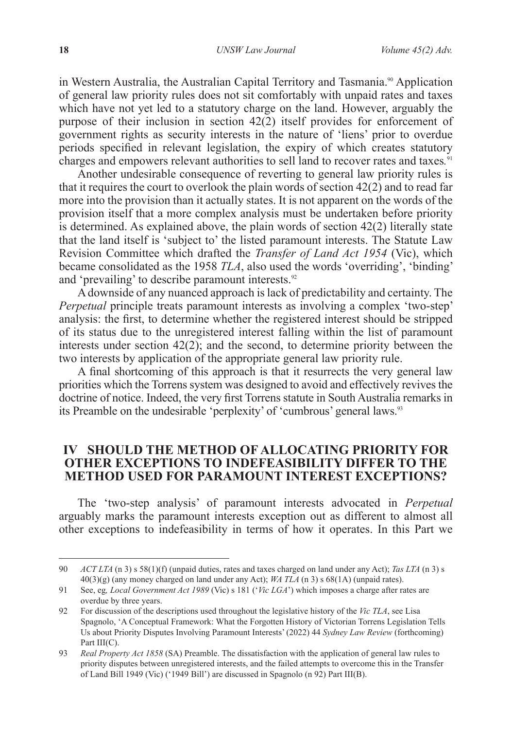in Western Australia, the Australian Capital Territory and Tasmania.[90] Application of general law priority rules does not sit comfortably with unpaid rates and taxes which have not yet led to a statutory charge on the land. However, arguably the purpose of their inclusion in section 42(2) itself provides for enforcement of government rights as security interests in the nature of 'liens' prior to overdue periods specified in relevant legislation, the expiry of which creates statutory charges and empowers relevant authorities to sell land to recover rates and taxes.[91]

Another undesirable consequence of reverting to general law priority rules is that it requires the court to overlook the plain words of section 42(2) and to read far more into the provision than it actually states. It is not apparent on the words of the provision itself that a more complex analysis must be undertaken before priority is determined. As explained above, the plain words of section 42(2) literally state that the land itself is 'subject to' the listed paramount interests. The Statute Law Revision Committee which drafted the *Transfer of Land Act 1954* (Vic), which became consolidated as the 1958 *TLA*, also used the words 'overriding', 'binding' and 'prevailing' to describe paramount interests.[92]

A downside of any nuanced approach is lack of predictability and certainty. The *Perpetual* principle treats paramount interests as involving a complex 'two-step' analysis: the first, to determine whether the registered interest should be stripped of its status due to the unregistered interest falling within the list of paramount interests under section 42(2); and the second, to determine priority between the two interests by application of the appropriate general law priority rule.

A final shortcoming of this approach is that it resurrects the very general law priorities which the Torrens system was designed to avoid and effectively revives the doctrine of notice. Indeed, the very first Torrens statute in South Australia remarks in its Preamble on the undesirable 'perplexity' of 'cumbrous' general laws.[93]

## IV SHOULD THE METHOD OF ALLOCATING PRIORITY FOR OTHER EXCEPTIONS TO INDEFEASIBILITY DIFFER TO THE METHOD USED FOR PARAMOUNT INTEREST EXCEPTIONS?

The 'two-step analysis' of paramount interests advocated in *Perpetual* arguably marks the paramount interests exception out as different to almost all other exceptions to indefeasibility in terms of how it operates. In this Part we

---

90 *ACT LTA* (n 3) s 58(1)(f) (unpaid duties, rates and taxes charged on land under any Act); *Tas LTA* (n 3) s 40(3)(g) (any money charged on land under any Act); *WA TLA* (n 3) s 68(1A) (unpaid rates).

91 See, eg, *Local Government Act 1989* (Vic) s 181 ('*Vic LGA*') which imposes a charge after rates are overdue by three years.

92 For discussion of the descriptions used throughout the legislative history of the *Vic TLA*, see Lisa Spagnolo, 'A Conceptual Framework: What the Forgotten History of Victorian Torrens Legislation Tells Us about Priority Disputes Involving Paramount Interests' (2022) 44 *Sydney Law Review* (forthcoming) Part III(C).

93 *Real Property Act 1858* (SA) Preamble. The dissatisfaction with the application of general law rules to priority disputes between unregistered interests, and the failed attempts to overcome this in the Transfer of Land Bill 1949 (Vic) ('1949 Bill') are discussed in Spagnolo (n 92) Part III(B).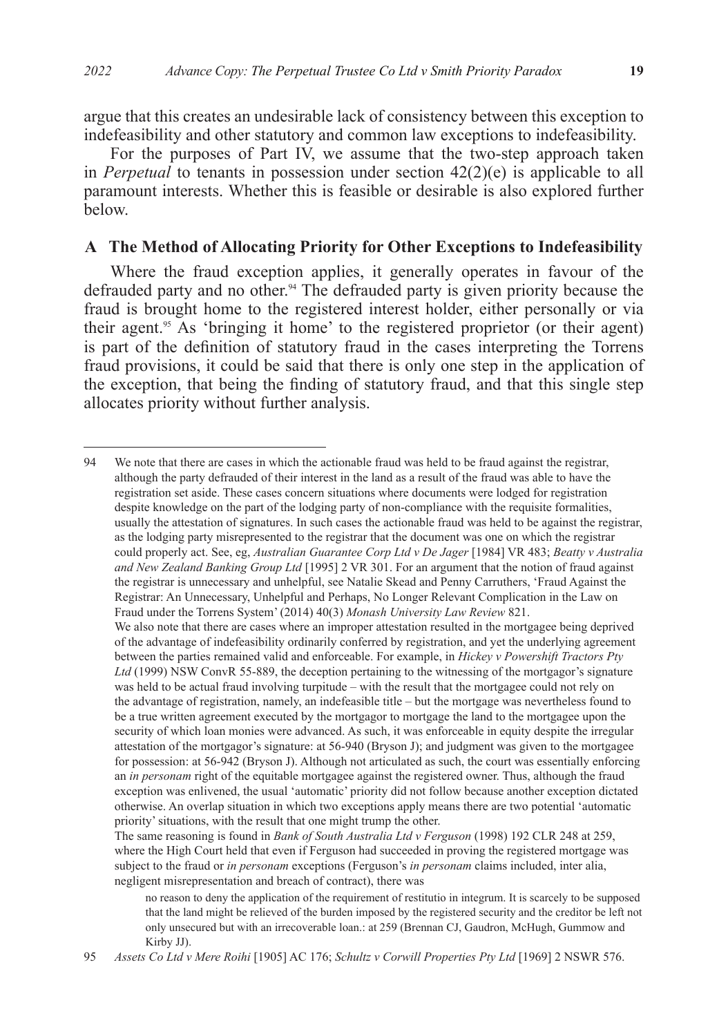argue that this creates an undesirable lack of consistency between this exception to indefeasibility and other statutory and common law exceptions to indefeasibility.

For the purposes of Part IV, we assume that the two-step approach taken in *Perpetual* to tenants in possession under section 42(2)(e) is applicable to all paramount interests. Whether this is feasible or desirable is also explored further below.

### A The Method of Allocating Priority for Other Exceptions to Indefeasibility

Where the fraud exception applies, it generally operates in favour of the defrauded party and no other.[94] The defrauded party is given priority because the fraud is brought home to the registered interest holder, either personally or via their agent.[95] As 'bringing it home' to the registered proprietor (or their agent) is part of the definition of statutory fraud in the cases interpreting the Torrens fraud provisions, it could be said that there is only one step in the application of the exception, that being the finding of statutory fraud, and that this single step allocates priority without further analysis.

---

94 We note that there are cases in which the actionable fraud was held to be fraud against the registrar, although the party defrauded of their interest in the land as a result of the fraud was able to have the registration set aside. These cases concern situations where documents were lodged for registration despite knowledge on the part of the lodging party of non-compliance with the requisite formalities, usually the attestation of signatures. In such cases the actionable fraud was held to be against the registrar, as the lodging party misrepresented to the registrar that the document was one on which the registrar could properly act. See, eg, *Australian Guarantee Corp Ltd v De Jager* [1984] VR 483; *Beatty v Australia and New Zealand Banking Group Ltd* [1995] 2 VR 301. For an argument that the notion of fraud against the registrar is unnecessary and unhelpful, see Natalie Skead and Penny Carruthers, 'Fraud Against the Registrar: An Unnecessary, Unhelpful and Perhaps, No Longer Relevant Complication in the Law on Fraud under the Torrens System' (2014) 40(3) *Monash University Law Review* 821.

We also note that there are cases where an improper attestation resulted in the mortgagee being deprived of the advantage of indefeasibility ordinarily conferred by registration, and yet the underlying agreement between the parties remained valid and enforceable. For example, in *Hickey v Powershift Tractors Pty Ltd* (1999) NSW ConvR 55-889, the deception pertaining to the witnessing of the mortgagor's signature was held to be actual fraud involving turpitude – with the result that the mortgagee could not rely on the advantage of registration, namely, an indefeasible title – but the mortgage was nevertheless found to be a true written agreement executed by the mortgagor to mortgage the land to the mortgagee upon the security of which loan monies were advanced. As such, it was enforceable in equity despite the irregular attestation of the mortgagor's signature: at 56-940 (Bryson J); and judgment was given to the mortgagee for possession: at 56-942 (Bryson J). Although not articulated as such, the court was essentially enforcing an *in personam* right of the equitable mortgagee against the registered owner. Thus, although the fraud exception was enlivened, the usual 'automatic' priority did not follow because another exception dictated otherwise. An overlap situation in which two exceptions apply means there are two potential 'automatic priority' situations, with the result that one might trump the other.

The same reasoning is found in *Bank of South Australia Ltd v Ferguson* (1998) 192 CLR 248 at 259, where the High Court held that even if Ferguson had succeeded in proving the registered mortgage was subject to the fraud or *in personam* exceptions (Ferguson's *in personam* claims included, inter alia, negligent misrepresentation and breach of contract), there was

> no reason to deny the application of the requirement of restitutio in integrum. It is scarcely to be supposed that the land might be relieved of the burden imposed by the registered security and the creditor be left not only unsecured but with an irrecoverable loan.: at 259 (Brennan CJ, Gaudron, McHugh, Gummow and Kirby JJ).

95 *Assets Co Ltd v Mere Roihi* [1905] AC 176; *Schultz v Corwill Properties Pty Ltd* [1969] 2 NSWR 576.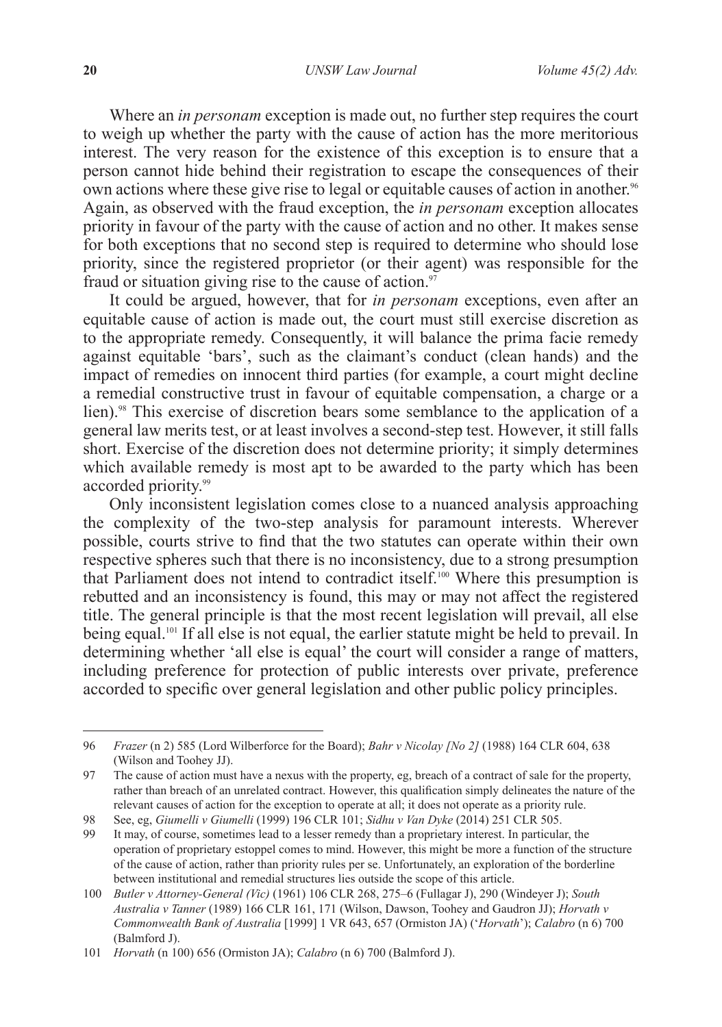Where an *in personam* exception is made out, no further step requires the court to weigh up whether the party with the cause of action has the more meritorious interest. The very reason for the existence of this exception is to ensure that a person cannot hide behind their registration to escape the consequences of their own actions where these give rise to legal or equitable causes of action in another.[96] Again, as observed with the fraud exception, the *in personam* exception allocates priority in favour of the party with the cause of action and no other. It makes sense for both exceptions that no second step is required to determine who should lose priority, since the registered proprietor (or their agent) was responsible for the fraud or situation giving rise to the cause of action.[97]

It could be argued, however, that for *in personam* exceptions, even after an equitable cause of action is made out, the court must still exercise discretion as to the appropriate remedy. Consequently, it will balance the prima facie remedy against equitable 'bars', such as the claimant's conduct (clean hands) and the impact of remedies on innocent third parties (for example, a court might decline a remedial constructive trust in favour of equitable compensation, a charge or a lien).[98] This exercise of discretion bears some semblance to the application of a general law merits test, or at least involves a second-step test. However, it still falls short. Exercise of the discretion does not determine priority; it simply determines which available remedy is most apt to be awarded to the party which has been accorded priority.[99]

Only inconsistent legislation comes close to a nuanced analysis approaching the complexity of the two-step analysis for paramount interests. Wherever possible, courts strive to find that the two statutes can operate within their own respective spheres such that there is no inconsistency, due to a strong presumption that Parliament does not intend to contradict itself.[100] Where this presumption is rebutted and an inconsistency is found, this may or may not affect the registered title. The general principle is that the most recent legislation will prevail, all else being equal.[101] If all else is not equal, the earlier statute might be held to prevail. In determining whether 'all else is equal' the court will consider a range of matters, including preference for protection of public interests over private, preference accorded to specific over general legislation and other public policy principles.

---

96 *Frazer* (n 2) 585 (Lord Wilberforce for the Board); *Bahr v Nicolay [No 2]* (1988) 164 CLR 604, 638 (Wilson and Toohey JJ).

97 The cause of action must have a nexus with the property, eg, breach of a contract of sale for the property, rather than breach of an unrelated contract. However, this qualification simply delineates the nature of the relevant causes of action for the exception to operate at all; it does not operate as a priority rule.

98 See, eg, *Giumelli v Giumelli* (1999) 196 CLR 101; *Sidhu v Van Dyke* (2014) 251 CLR 505.

99 It may, of course, sometimes lead to a lesser remedy than a proprietary interest. In particular, the operation of proprietary estoppel comes to mind. However, this might be more a function of the structure of the cause of action, rather than priority rules per se. Unfortunately, an exploration of the borderline between institutional and remedial structures lies outside the scope of this article.

100 *Butler v Attorney-General (Vic)* (1961) 106 CLR 268, 275–6 (Fullagar J), 290 (Windeyer J); *South Australia v Tanner* (1989) 166 CLR 161, 171 (Wilson, Dawson, Toohey and Gaudron JJ); *Horvath v Commonwealth Bank of Australia* [1999] 1 VR 643, 657 (Ormiston JA) ('*Horvath*'); *Calabro* (n 6) 700 (Balmford J).

101 *Horvath* (n 100) 656 (Ormiston JA); *Calabro* (n 6) 700 (Balmford J).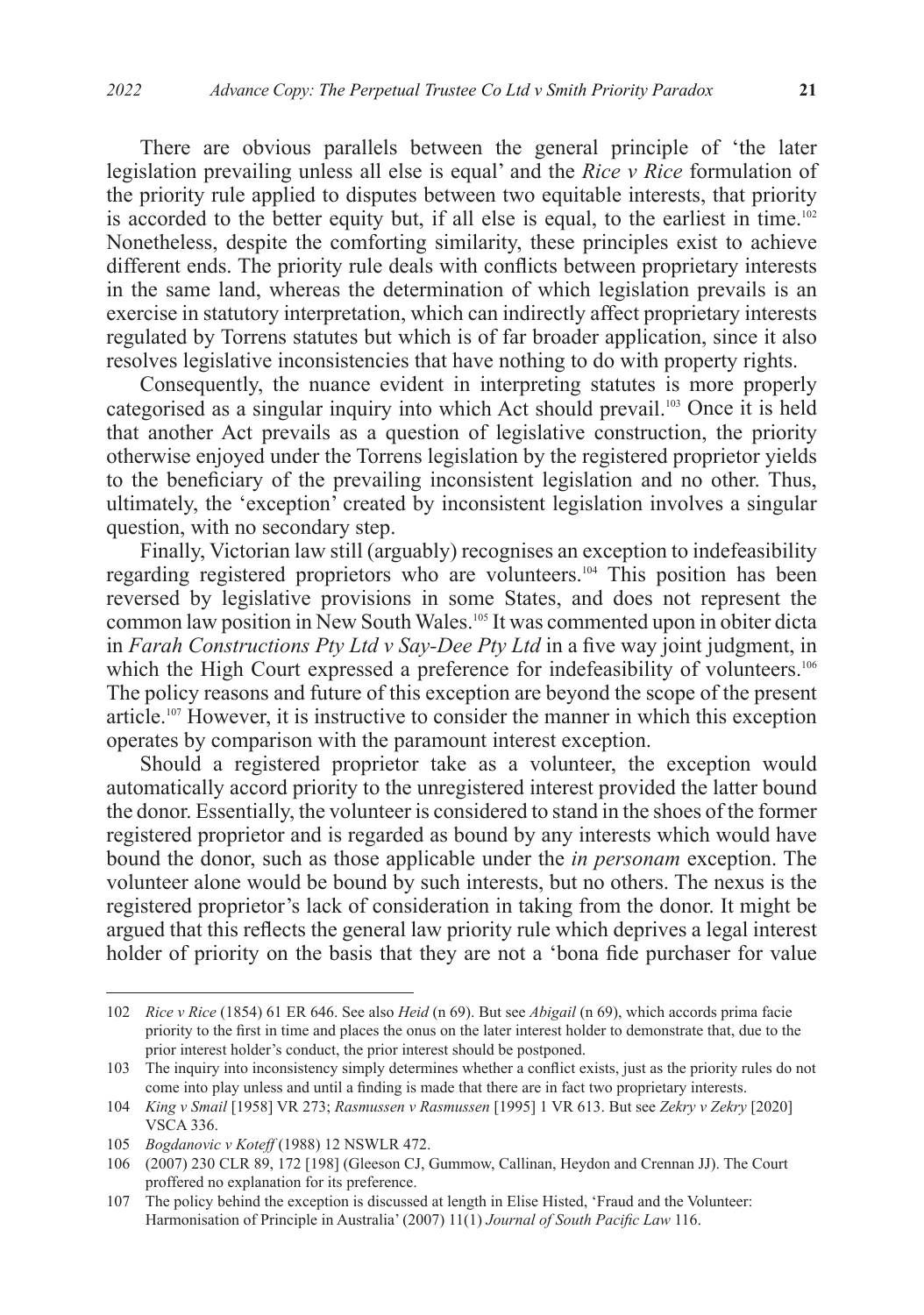There are obvious parallels between the general principle of 'the later legislation prevailing unless all else is equal' and the *Rice v Rice* formulation of the priority rule applied to disputes between two equitable interests, that priority is accorded to the better equity but, if all else is equal, to the earliest in time.[102] Nonetheless, despite the comforting similarity, these principles exist to achieve different ends. The priority rule deals with conflicts between proprietary interests in the same land, whereas the determination of which legislation prevails is an exercise in statutory interpretation, which can indirectly affect proprietary interests regulated by Torrens statutes but which is of far broader application, since it also resolves legislative inconsistencies that have nothing to do with property rights.

Consequently, the nuance evident in interpreting statutes is more properly categorised as a singular inquiry into which Act should prevail.[103] Once it is held that another Act prevails as a question of legislative construction, the priority otherwise enjoyed under the Torrens legislation by the registered proprietor yields to the beneficiary of the prevailing inconsistent legislation and no other. Thus, ultimately, the 'exception' created by inconsistent legislation involves a singular question, with no secondary step.

Finally, Victorian law still (arguably) recognises an exception to indefeasibility regarding registered proprietors who are volunteers.[104] This position has been reversed by legislative provisions in some States, and does not represent the common law position in New South Wales.[105] It was commented upon in obiter dicta in *Farah Constructions Pty Ltd v Say-Dee Pty Ltd* in a five way joint judgment, in which the High Court expressed a preference for indefeasibility of volunteers.[106] The policy reasons and future of this exception are beyond the scope of the present article.[107] However, it is instructive to consider the manner in which this exception operates by comparison with the paramount interest exception.

Should a registered proprietor take as a volunteer, the exception would automatically accord priority to the unregistered interest provided the latter bound the donor. Essentially, the volunteer is considered to stand in the shoes of the former registered proprietor and is regarded as bound by any interests which would have bound the donor, such as those applicable under the *in personam* exception. The volunteer alone would be bound by such interests, but no others. The nexus is the registered proprietor's lack of consideration in taking from the donor. It might be argued that this reflects the general law priority rule which deprives a legal interest holder of priority on the basis that they are not a 'bona fide purchaser for value

---

102 *Rice v Rice* (1854) 61 ER 646. See also *Heid* (n 69). But see *Abigail* (n 69), which accords prima facie priority to the first in time and places the onus on the later interest holder to demonstrate that, due to the prior interest holder's conduct, the prior interest should be postponed.

103 The inquiry into inconsistency simply determines whether a conflict exists, just as the priority rules do not come into play unless and until a finding is made that there are in fact two proprietary interests.

104 *King v Smail* [1958] VR 273; *Rasmussen v Rasmussen* [1995] 1 VR 613. But see *Zekry v Zekry* [2020] VSCA 336.

105 *Bogdanovic v Koteff* (1988) 12 NSWLR 472.

106 (2007) 230 CLR 89, 172 [198] (Gleeson CJ, Gummow, Callinan, Heydon and Crennan JJ). The Court proffered no explanation for its preference.

107 The policy behind the exception is discussed at length in Elise Histed, 'Fraud and the Volunteer: Harmonisation of Principle in Australia' (2007) 11(1) *Journal of South Pacific Law* 116.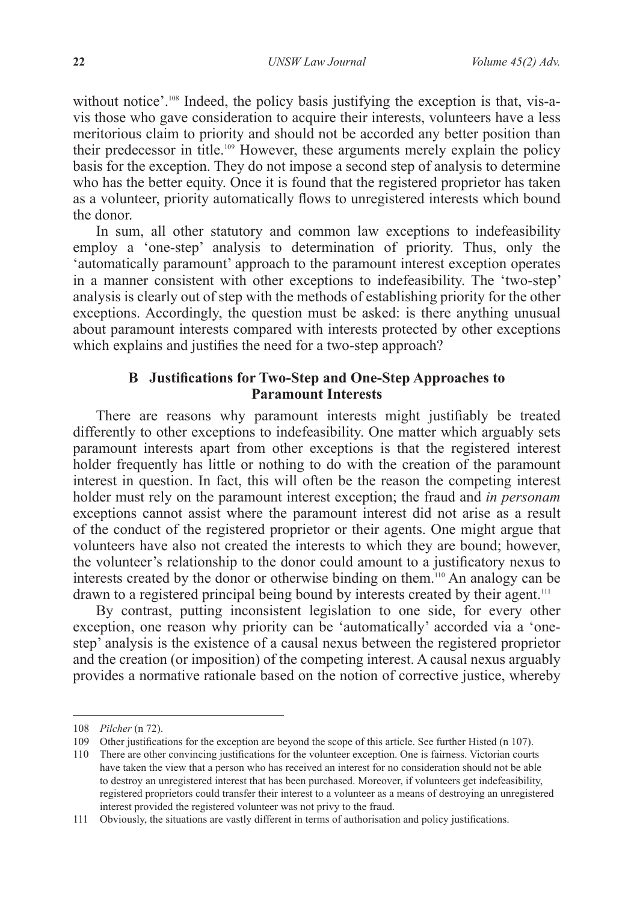without notice'.[108] Indeed, the policy basis justifying the exception is that, vis-a-vis those who gave consideration to acquire their interests, volunteers have a less meritorious claim to priority and should not be accorded any better position than their predecessor in title.[109] However, these arguments merely explain the policy basis for the exception. They do not impose a second step of analysis to determine who has the better equity. Once it is found that the registered proprietor has taken as a volunteer, priority automatically flows to unregistered interests which bound the donor.

In sum, all other statutory and common law exceptions to indefeasibility employ a 'one-step' analysis to determination of priority. Thus, only the 'automatically paramount' approach to the paramount interest exception operates in a manner consistent with other exceptions to indefeasibility. The 'two-step' analysis is clearly out of step with the methods of establishing priority for the other exceptions. Accordingly, the question must be asked: is there anything unusual about paramount interests compared with interests protected by other exceptions which explains and justifies the need for a two-step approach?

### B Justifications for Two-Step and One-Step Approaches to Paramount Interests

There are reasons why paramount interests might justifiably be treated differently to other exceptions to indefeasibility. One matter which arguably sets paramount interests apart from other exceptions is that the registered interest holder frequently has little or nothing to do with the creation of the paramount interest in question. In fact, this will often be the reason the competing interest holder must rely on the paramount interest exception; the fraud and *in personam* exceptions cannot assist where the paramount interest did not arise as a result of the conduct of the registered proprietor or their agents. One might argue that volunteers have also not created the interests to which they are bound; however, the volunteer's relationship to the donor could amount to a justificatory nexus to interests created by the donor or otherwise binding on them.[110] An analogy can be drawn to a registered principal being bound by interests created by their agent.[111]

By contrast, putting inconsistent legislation to one side, for every other exception, one reason why priority can be 'automatically' accorded via a 'one-step' analysis is the existence of a causal nexus between the registered proprietor and the creation (or imposition) of the competing interest. A causal nexus arguably provides a normative rationale based on the notion of corrective justice, whereby

---

108 *Pilcher* (n 72).

109 Other justifications for the exception are beyond the scope of this article. See further Histed (n 107).

110 There are other convincing justifications for the volunteer exception. One is fairness. Victorian courts have taken the view that a person who has received an interest for no consideration should not be able to destroy an unregistered interest that has been purchased. Moreover, if volunteers get indefeasibility, registered proprietors could transfer their interest to a volunteer as a means of destroying an unregistered interest provided the registered volunteer was not privy to the fraud.

111 Obviously, the situations are vastly different in terms of authorisation and policy justifications.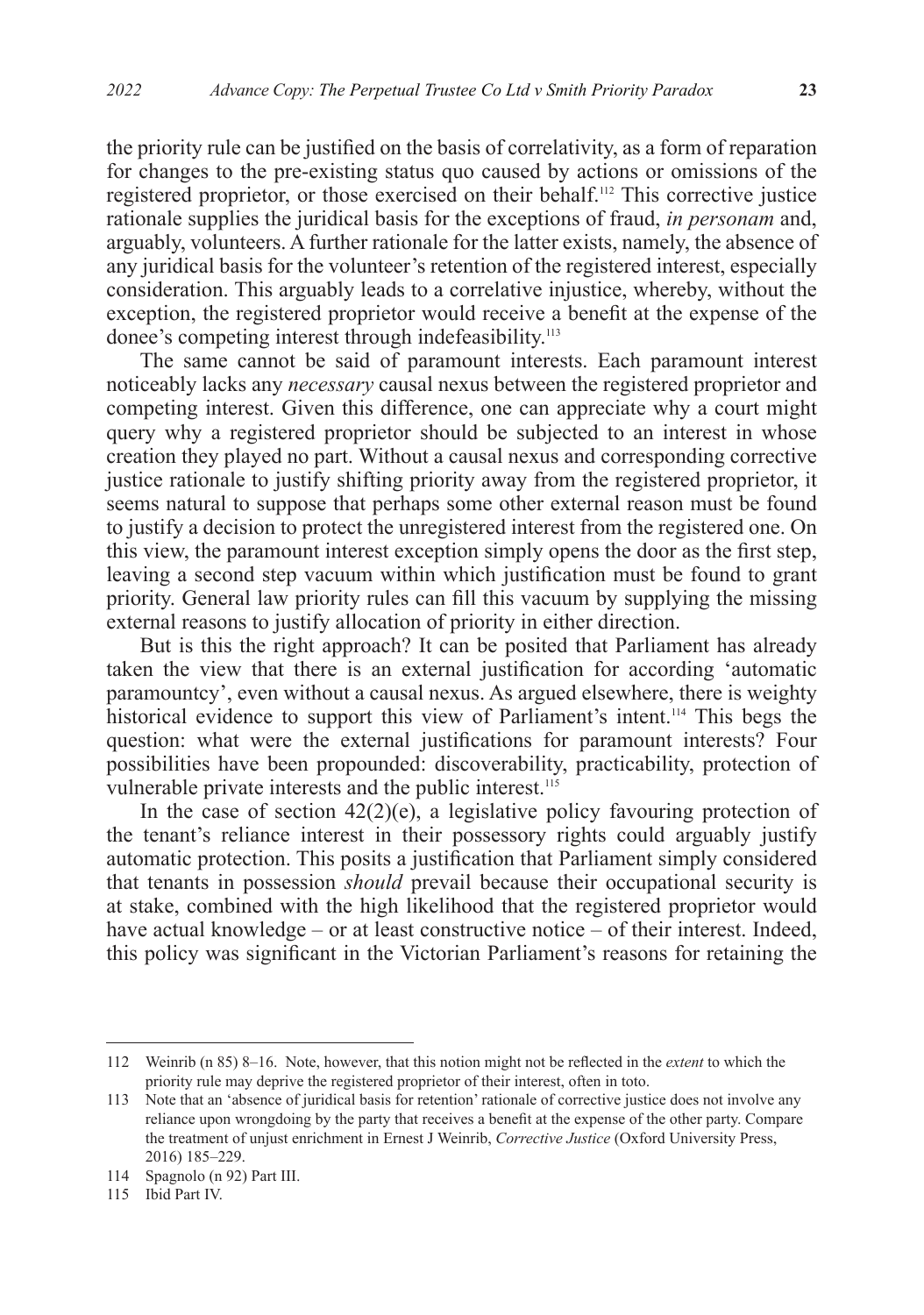the priority rule can be justified on the basis of correlativity, as a form of reparation for changes to the pre-existing status quo caused by actions or omissions of the registered proprietor, or those exercised on their behalf.[112] This corrective justice rationale supplies the juridical basis for the exceptions of fraud, *in personam* and, arguably, volunteers. A further rationale for the latter exists, namely, the absence of any juridical basis for the volunteer's retention of the registered interest, especially consideration. This arguably leads to a correlative injustice, whereby, without the exception, the registered proprietor would receive a benefit at the expense of the donee's competing interest through indefeasibility.[113]

The same cannot be said of paramount interests. Each paramount interest noticeably lacks any *necessary* causal nexus between the registered proprietor and competing interest. Given this difference, one can appreciate why a court might query why a registered proprietor should be subjected to an interest in whose creation they played no part. Without a causal nexus and corresponding corrective justice rationale to justify shifting priority away from the registered proprietor, it seems natural to suppose that perhaps some other external reason must be found to justify a decision to protect the unregistered interest from the registered one. On this view, the paramount interest exception simply opens the door as the first step, leaving a second step vacuum within which justification must be found to grant priority. General law priority rules can fill this vacuum by supplying the missing external reasons to justify allocation of priority in either direction.

But is this the right approach? It can be posited that Parliament has already taken the view that there is an external justification for according 'automatic paramountcy', even without a causal nexus. As argued elsewhere, there is weighty historical evidence to support this view of Parliament's intent.[114] This begs the question: what were the external justifications for paramount interests? Four possibilities have been propounded: discoverability, practicability, protection of vulnerable private interests and the public interest.[115]

In the case of section 42(2)(e), a legislative policy favouring protection of the tenant's reliance interest in their possessory rights could arguably justify automatic protection. This posits a justification that Parliament simply considered that tenants in possession *should* prevail because their occupational security is at stake, combined with the high likelihood that the registered proprietor would have actual knowledge – or at least constructive notice – of their interest. Indeed, this policy was significant in the Victorian Parliament's reasons for retaining the

---

112 Weinrib (n 85) 8–16. Note, however, that this notion might not be reflected in the *extent* to which the priority rule may deprive the registered proprietor of their interest, often in toto.

113 Note that an 'absence of juridical basis for retention' rationale of corrective justice does not involve any reliance upon wrongdoing by the party that receives a benefit at the expense of the other party. Compare the treatment of unjust enrichment in Ernest J Weinrib, *Corrective Justice* (Oxford University Press, 2016) 185–229.

114 Spagnolo (n 92) Part III.

115 Ibid Part IV.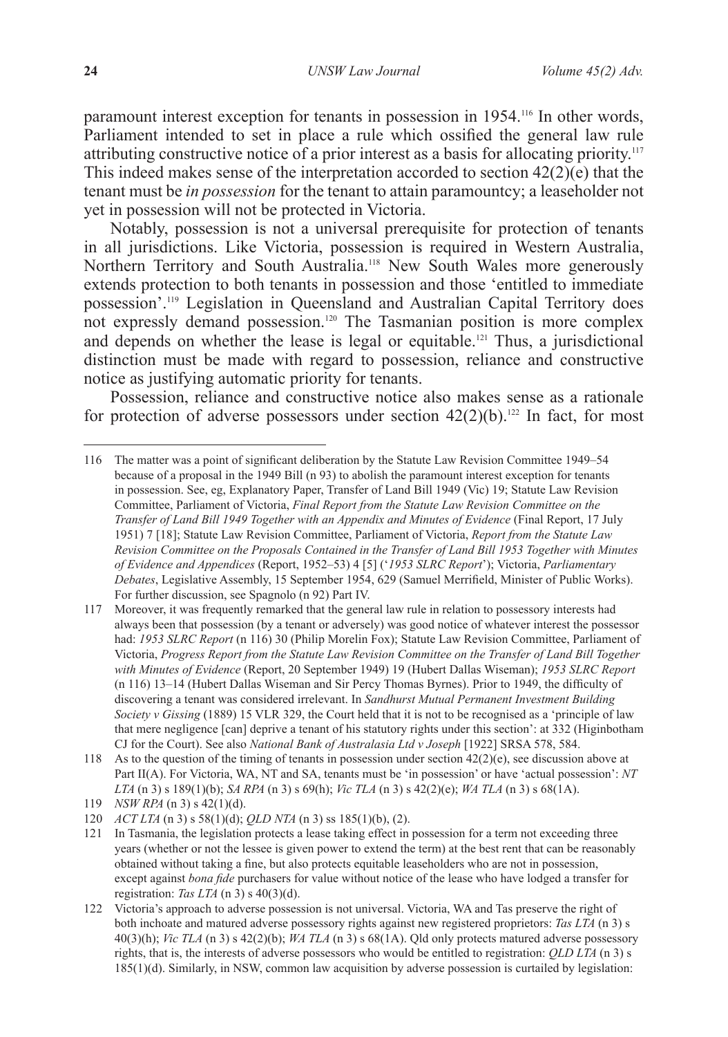paramount interest exception for tenants in possession in 1954.[116] In other words, Parliament intended to set in place a rule which ossified the general law rule attributing constructive notice of a prior interest as a basis for allocating priority.[117] This indeed makes sense of the interpretation accorded to section 42(2)(e) that the tenant must be *in possession* for the tenant to attain paramountcy; a leaseholder not yet in possession will not be protected in Victoria.

Notably, possession is not a universal prerequisite for protection of tenants in all jurisdictions. Like Victoria, possession is required in Western Australia, Northern Territory and South Australia.[118] New South Wales more generously extends protection to both tenants in possession and those 'entitled to immediate possession'.[119] Legislation in Queensland and Australian Capital Territory does not expressly demand possession.[120] The Tasmanian position is more complex and depends on whether the lease is legal or equitable.[121] Thus, a jurisdictional distinction must be made with regard to possession, reliance and constructive notice as justifying automatic priority for tenants.

Possession, reliance and constructive notice also makes sense as a rationale for protection of adverse possessors under section 42(2)(b).[122] In fact, for most

---

116 The matter was a point of significant deliberation by the Statute Law Revision Committee 1949–54 because of a proposal in the 1949 Bill (n 93) to abolish the paramount interest exception for tenants in possession. See, eg, Explanatory Paper, Transfer of Land Bill 1949 (Vic) 19; Statute Law Revision Committee, Parliament of Victoria, *Final Report from the Statute Law Revision Committee on the Transfer of Land Bill 1949 Together with an Appendix and Minutes of Evidence* (Final Report, 17 July 1951) 7 [18]; Statute Law Revision Committee, Parliament of Victoria, *Report from the Statute Law Revision Committee on the Proposals Contained in the Transfer of Land Bill 1953 Together with Minutes of Evidence and Appendices* (Report, 1952–53) 4 [5] ('*1953 SLRC Report*'); Victoria, *Parliamentary Debates*, Legislative Assembly, 15 September 1954, 629 (Samuel Merrifield, Minister of Public Works). For further discussion, see Spagnolo (n 92) Part IV.

117 Moreover, it was frequently remarked that the general law rule in relation to possessory interests had always been that possession (by a tenant or adversely) was good notice of whatever interest the possessor had: *1953 SLRC Report* (n 116) 30 (Philip Morelin Fox); Statute Law Revision Committee, Parliament of Victoria, *Progress Report from the Statute Law Revision Committee on the Transfer of Land Bill Together with Minutes of Evidence* (Report, 20 September 1949) 19 (Hubert Dallas Wiseman); *1953 SLRC Report* (n 116) 13–14 (Hubert Dallas Wiseman and Sir Percy Thomas Byrnes). Prior to 1949, the difficulty of discovering a tenant was considered irrelevant. In *Sandhurst Mutual Permanent Investment Building Society v Gissing* (1889) 15 VLR 329, the Court held that it is not to be recognised as a 'principle of law that mere negligence [can] deprive a tenant of his statutory rights under this section': at 332 (Higinbotham CJ for the Court). See also *National Bank of Australasia Ltd v Joseph* [1922] SRSA 578, 584.

118 As to the question of the timing of tenants in possession under section 42(2)(e), see discussion above at Part II(A). For Victoria, WA, NT and SA, tenants must be 'in possession' or have 'actual possession': *NT LTA* (n 3) s 189(1)(b); *SA RPA* (n 3) s 69(h); *Vic TLA* (n 3) s 42(2)(e); *WA TLA* (n 3) s 68(1A).

119 *NSW RPA* (n 3) s 42(1)(d).

120 *ACT LTA* (n 3) s 58(1)(d); *QLD NTA* (n 3) ss 185(1)(b), (2).

121 In Tasmania, the legislation protects a lease taking effect in possession for a term not exceeding three years (whether or not the lessee is given power to extend the term) at the best rent that can be reasonably obtained without taking a fine, but also protects equitable leaseholders who are not in possession, except against *bona fide* purchasers for value without notice of the lease who have lodged a transfer for registration: *Tas LTA* (n 3) s 40(3)(d).

122 Victoria's approach to adverse possession is not universal. Victoria, WA and Tas preserve the right of both inchoate and matured adverse possessory rights against new registered proprietors: *Tas LTA* (n 3) s 40(3)(h); *Vic TLA* (n 3) s 42(2)(b); *WA TLA* (n 3) s 68(1A). Qld only protects matured adverse possessory rights, that is, the interests of adverse possessors who would be entitled to registration: *QLD LTA* (n 3) s 185(1)(d). Similarly, in NSW, common law acquisition by adverse possession is curtailed by legislation: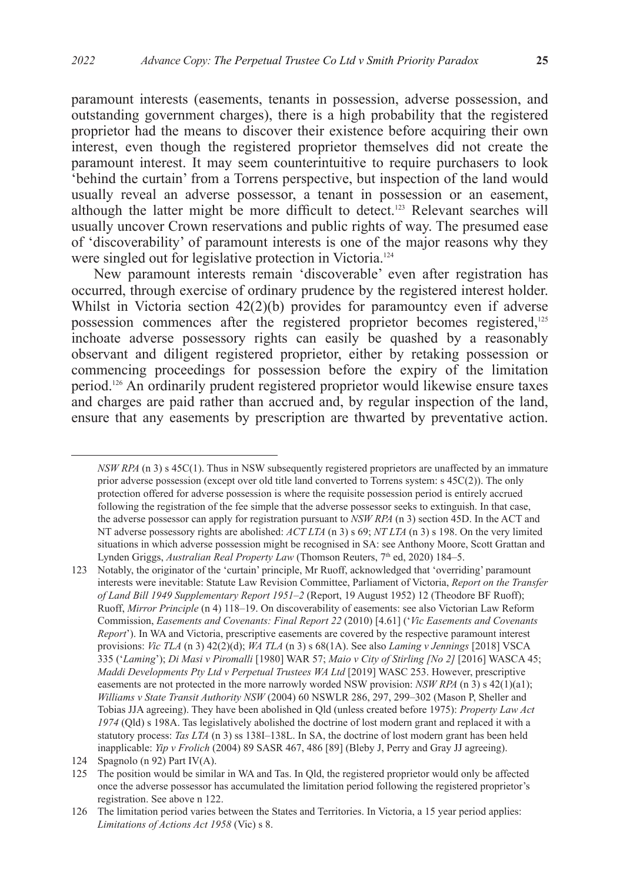paramount interests (easements, tenants in possession, adverse possession, and outstanding government charges), there is a high probability that the registered proprietor had the means to discover their existence before acquiring their own interest, even though the registered proprietor themselves did not create the paramount interest. It may seem counterintuitive to require purchasers to look 'behind the curtain' from a Torrens perspective, but inspection of the land would usually reveal an adverse possessor, a tenant in possession or an easement, although the latter might be more difficult to detect.[123] Relevant searches will usually uncover Crown reservations and public rights of way. The presumed ease of 'discoverability' of paramount interests is one of the major reasons why they were singled out for legislative protection in Victoria.[124]

New paramount interests remain 'discoverable' even after registration has occurred, through exercise of ordinary prudence by the registered interest holder. Whilst in Victoria section 42(2)(b) provides for paramountcy even if adverse possession commences after the registered proprietor becomes registered,[125] inchoate adverse possessory rights can easily be quashed by a reasonably observant and diligent registered proprietor, either by retaking possession or commencing proceedings for possession before the expiry of the limitation period.[126] An ordinarily prudent registered proprietor would likewise ensure taxes and charges are paid rather than accrued and, by regular inspection of the land, ensure that any easements by prescription are thwarted by preventative action.

---

*NSW RPA* (n 3) s 45C(1). Thus in NSW subsequently registered proprietors are unaffected by an immature prior adverse possession (except over old title land converted to Torrens system: s 45C(2)). The only protection offered for adverse possession is where the requisite possession period is entirely accrued following the registration of the fee simple that the adverse possessor seeks to extinguish. In that case, the adverse possessor can apply for registration pursuant to *NSW RPA* (n 3) section 45D. In the ACT and NT adverse possessory rights are abolished: *ACT LTA* (n 3) s 69; *NT LTA* (n 3) s 198. On the very limited situations in which adverse possession might be recognised in SA: see Anthony Moore, Scott Grattan and Lynden Griggs, *Australian Real Property Law* (Thomson Reuters, 7th ed, 2020) 184–5.

123 Notably, the originator of the 'curtain' principle, Mr Ruoff, acknowledged that 'overriding' paramount interests were inevitable: Statute Law Revision Committee, Parliament of Victoria, *Report on the Transfer of Land Bill 1949 Supplementary Report 1951–2* (Report, 19 August 1952) 12 (Theodore BF Ruoff); Ruoff, *Mirror Principle* (n 4) 118–19. On discoverability of easements: see also Victorian Law Reform Commission, *Easements and Covenants: Final Report 22* (2010) [4.61] ('*Vic Easements and Covenants Report*'). In WA and Victoria, prescriptive easements are covered by the respective paramount interest provisions: *Vic TLA* (n 3) 42(2)(d); *WA TLA* (n 3) s 68(1A). See also *Laming v Jennings* [2018] VSCA 335 ('*Laming*'); *Di Masi v Piromalli* [1980] WAR 57; *Maio v City of Stirling [No 2]* [2016] WASCA 45; *Maddi Developments Pty Ltd v Perpetual Trustees WA Ltd* [2019] WASC 253. However, prescriptive easements are not protected in the more narrowly worded NSW provision: *NSW RPA* (n 3) s 42(1)(a1); *Williams v State Transit Authority NSW* (2004) 60 NSWLR 286, 297, 299–302 (Mason P, Sheller and Tobias JJA agreeing). They have been abolished in Qld (unless created before 1975): *Property Law Act 1974* (Qld) s 198A. Tas legislatively abolished the doctrine of lost modern grant and replaced it with a statutory process: *Tas LTA* (n 3) ss 138I–138L. In SA, the doctrine of lost modern grant has been held inapplicable: *Yip v Frolich* (2004) 89 SASR 467, 486 [89] (Bleby J, Perry and Gray JJ agreeing).

124 Spagnolo (n 92) Part IV(A).

125 The position would be similar in WA and Tas. In Qld, the registered proprietor would only be affected once the adverse possessor has accumulated the limitation period following the registered proprietor's registration. See above n 122.

126 The limitation period varies between the States and Territories. In Victoria, a 15 year period applies: *Limitations of Actions Act 1958* (Vic) s 8.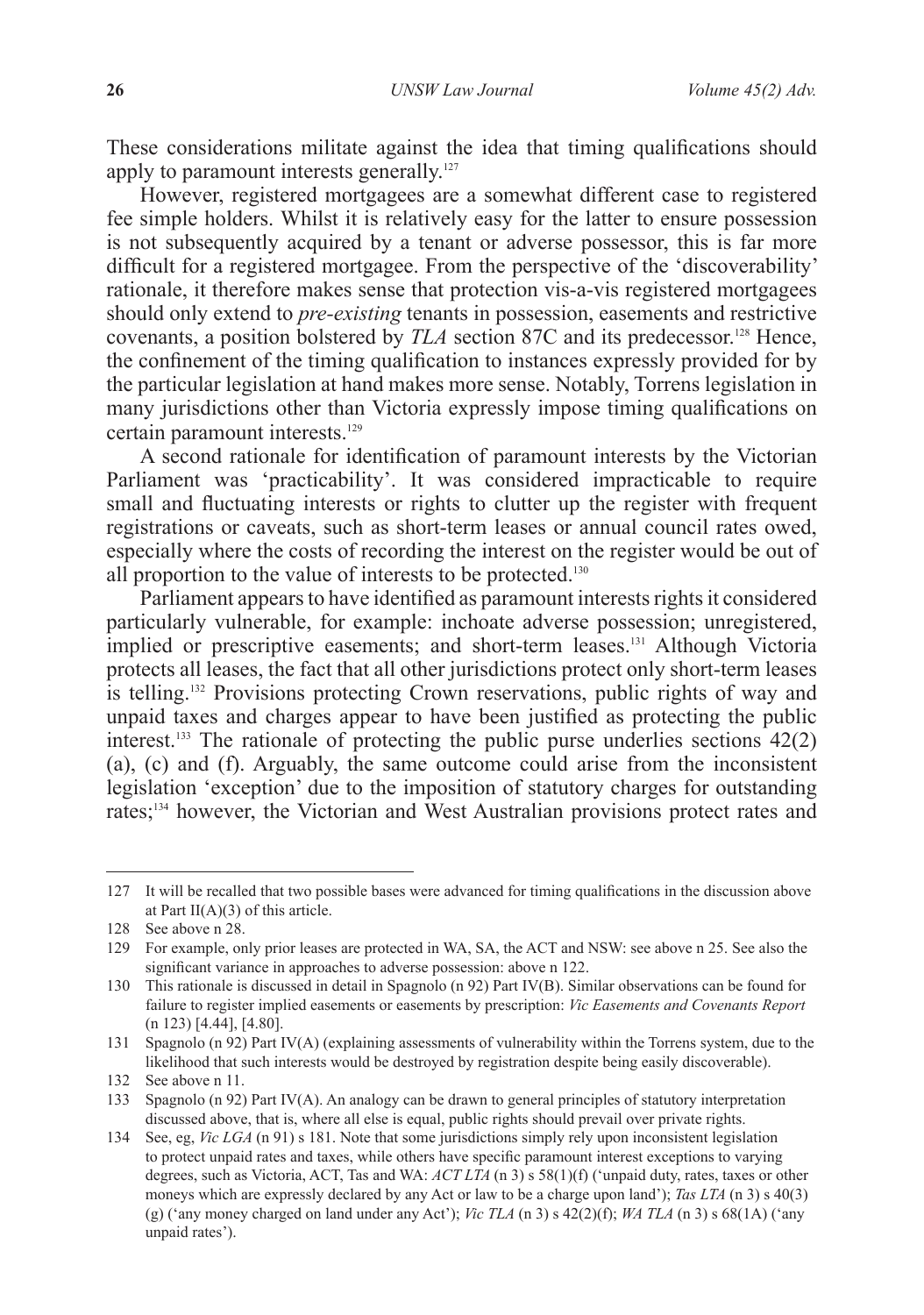These considerations militate against the idea that timing qualifications should apply to paramount interests generally.[127]

However, registered mortgagees are a somewhat different case to registered fee simple holders. Whilst it is relatively easy for the latter to ensure possession is not subsequently acquired by a tenant or adverse possessor, this is far more difficult for a registered mortgagee. From the perspective of the 'discoverability' rationale, it therefore makes sense that protection vis-a-vis registered mortgagees should only extend to *pre-existing* tenants in possession, easements and restrictive covenants, a position bolstered by *TLA* section 87C and its predecessor.[128] Hence, the confinement of the timing qualification to instances expressly provided for by the particular legislation at hand makes more sense. Notably, Torrens legislation in many jurisdictions other than Victoria expressly impose timing qualifications on certain paramount interests.[129]

A second rationale for identification of paramount interests by the Victorian Parliament was 'practicability'. It was considered impracticable to require small and fluctuating interests or rights to clutter up the register with frequent registrations or caveats, such as short-term leases or annual council rates owed, especially where the costs of recording the interest on the register would be out of all proportion to the value of interests to be protected.[130]

Parliament appears to have identified as paramount interests rights it considered particularly vulnerable, for example: inchoate adverse possession; unregistered, implied or prescriptive easements; and short-term leases.[131] Although Victoria protects all leases, the fact that all other jurisdictions protect only short-term leases is telling.[132] Provisions protecting Crown reservations, public rights of way and unpaid taxes and charges appear to have been justified as protecting the public interest.[133] The rationale of protecting the public purse underlies sections 42(2)(a), (c) and (f). Arguably, the same outcome could arise from the inconsistent legislation 'exception' due to the imposition of statutory charges for outstanding rates;[134] however, the Victorian and West Australian provisions protect rates and

---

127 It will be recalled that two possible bases were advanced for timing qualifications in the discussion above at Part II(A)(3) of this article.

128 See above n 28.

129 For example, only prior leases are protected in WA, SA, the ACT and NSW: see above n 25. See also the significant variance in approaches to adverse possession: above n 122.

130 This rationale is discussed in detail in Spagnolo (n 92) Part IV(B). Similar observations can be found for failure to register implied easements or easements by prescription: *Vic Easements and Covenants Report* (n 123) [4.44], [4.80].

131 Spagnolo (n 92) Part IV(A) (explaining assessments of vulnerability within the Torrens system, due to the likelihood that such interests would be destroyed by registration despite being easily discoverable).

132 See above n 11.

133 Spagnolo (n 92) Part IV(A). An analogy can be drawn to general principles of statutory interpretation discussed above, that is, where all else is equal, public rights should prevail over private rights.

134 See, eg, *Vic LGA* (n 91) s 181. Note that some jurisdictions simply rely upon inconsistent legislation to protect unpaid rates and taxes, while others have specific paramount interest exceptions to varying degrees, such as Victoria, ACT, Tas and WA: *ACT LTA* (n 3) s 58(1)(f) ('unpaid duty, rates, taxes or other moneys which are expressly declared by any Act or law to be a charge upon land'); *Tas LTA* (n 3) s 40(3)(g) ('any money charged on land under any Act'); *Vic TLA* (n 3) s 42(2)(f); *WA TLA* (n 3) s 68(1A) ('any unpaid rates').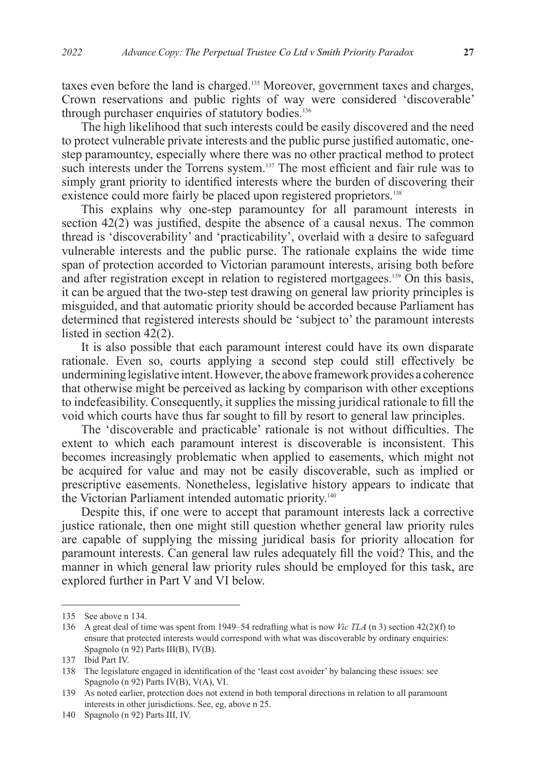taxes even before the land is charged.[135] Moreover, government taxes and charges, Crown reservations and public rights of way were considered 'discoverable' through purchaser enquiries of statutory bodies.[136]

The high likelihood that such interests could be easily discovered and the need to protect vulnerable private interests and the public purse justified automatic, one-step paramountcy, especially where there was no other practical method to protect such interests under the Torrens system.[137] The most efficient and fair rule was to simply grant priority to identified interests where the burden of discovering their existence could more fairly be placed upon registered proprietors.[138]

This explains why one-step paramountcy for all paramount interests in section 42(2) was justified, despite the absence of a causal nexus. The common thread is 'discoverability' and 'practicability', overlaid with a desire to safeguard vulnerable interests and the public purse. The rationale explains the wide time span of protection accorded to Victorian paramount interests, arising both before and after registration except in relation to registered mortgagees.[139] On this basis, it can be argued that the two-step test drawing on general law priority principles is misguided, and that automatic priority should be accorded because Parliament has determined that registered interests should be 'subject to' the paramount interests listed in section 42(2).

It is also possible that each paramount interest could have its own disparate rationale. Even so, courts applying a second step could still effectively be undermining legislative intent. However, the above framework provides a coherence that otherwise might be perceived as lacking by comparison with other exceptions to indefeasibility. Consequently, it supplies the missing juridical rationale to fill the void which courts have thus far sought to fill by resort to general law principles.

The 'discoverable and practicable' rationale is not without difficulties. The extent to which each paramount interest is discoverable is inconsistent. This becomes increasingly problematic when applied to easements, which might not be acquired for value and may not be easily discoverable, such as implied or prescriptive easements. Nonetheless, legislative history appears to indicate that the Victorian Parliament intended automatic priority.[140]

Despite this, if one were to accept that paramount interests lack a corrective justice rationale, then one might still question whether general law priority rules are capable of supplying the missing juridical basis for priority allocation for paramount interests. Can general law rules adequately fill the void? This, and the manner in which general law priority rules should be employed for this task, are explored further in Part V and VI below.

---

135 See above n 134.

136 A great deal of time was spent from 1949–54 redrafting what is now *Vic TLA* (n 3) section 42(2)(f) to ensure that protected interests would correspond with what was discoverable by ordinary enquiries: Spagnolo (n 92) Parts III(B), IV(B).

137 Ibid Part IV.

138 The legislature engaged in identification of the 'least cost avoider' by balancing these issues: see Spagnolo (n 92) Parts IV(B), V(A), VI.

139 As noted earlier, protection does not extend in both temporal directions in relation to all paramount interests in other jurisdictions. See, eg, above n 25.

140 Spagnolo (n 92) Parts III, IV.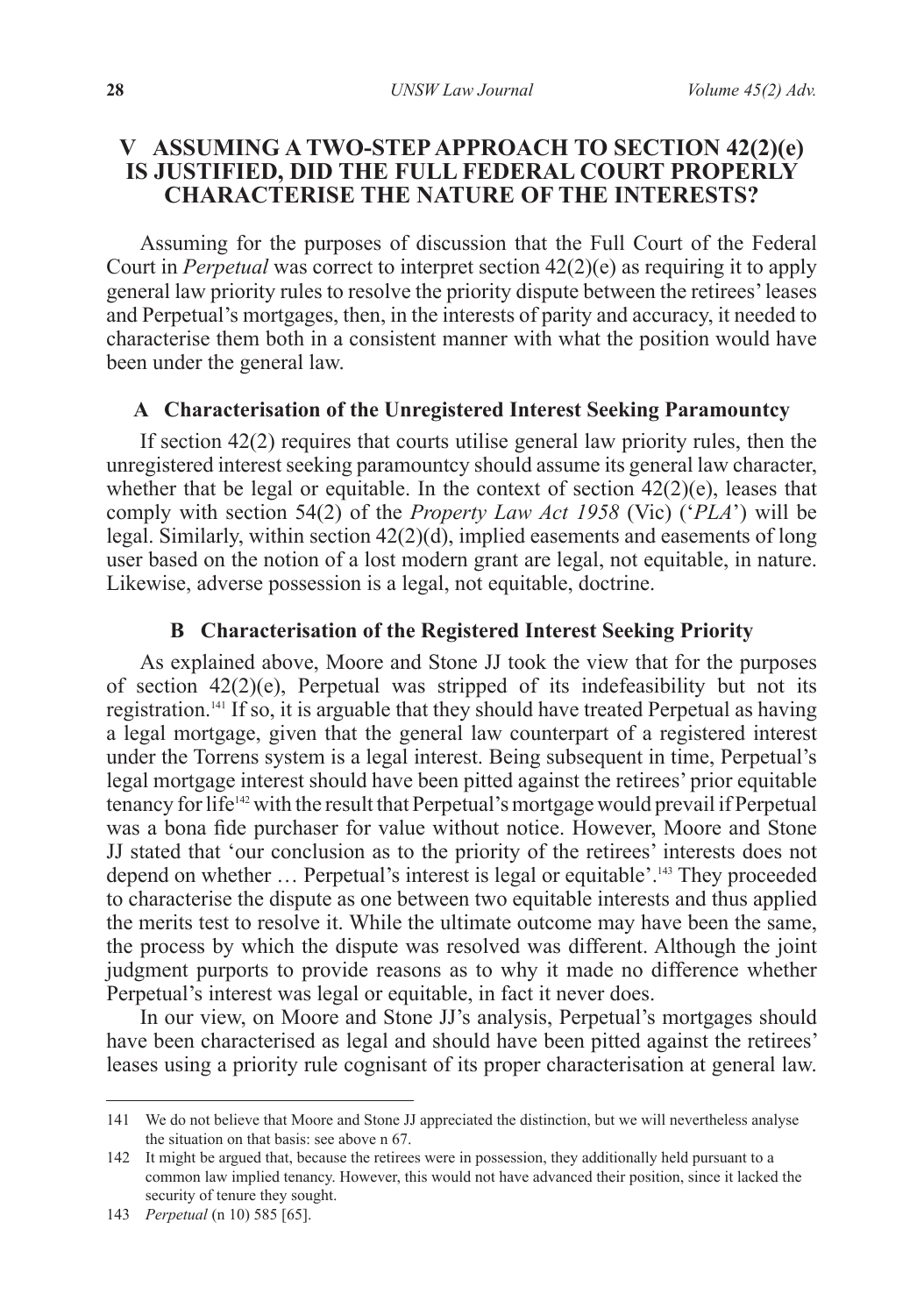## V ASSUMING A TWO-STEP APPROACH TO SECTION 42(2)(e) IS JUSTIFIED, DID THE FULL FEDERAL COURT PROPERLY CHARACTERISE THE NATURE OF THE INTERESTS?

Assuming for the purposes of discussion that the Full Court of the Federal Court in *Perpetual* was correct to interpret section 42(2)(e) as requiring it to apply general law priority rules to resolve the priority dispute between the retirees' leases and Perpetual's mortgages, then, in the interests of parity and accuracy, it needed to characterise them both in a consistent manner with what the position would have been under the general law.

### A Characterisation of the Unregistered Interest Seeking Paramountcy

If section 42(2) requires that courts utilise general law priority rules, then the unregistered interest seeking paramountcy should assume its general law character, whether that be legal or equitable. In the context of section 42(2)(e), leases that comply with section 54(2) of the *Property Law Act 1958* (Vic) ('*PLA*') will be legal. Similarly, within section 42(2)(d), implied easements and easements of long user based on the notion of a lost modern grant are legal, not equitable, in nature. Likewise, adverse possession is a legal, not equitable, doctrine.

### B Characterisation of the Registered Interest Seeking Priority

As explained above, Moore and Stone JJ took the view that for the purposes of section 42(2)(e), Perpetual was stripped of its indefeasibility but not its registration.[141] If so, it is arguable that they should have treated Perpetual as having a legal mortgage, given that the general law counterpart of a registered interest under the Torrens system is a legal interest. Being subsequent in time, Perpetual's legal mortgage interest should have been pitted against the retirees' prior equitable tenancy for life[142] with the result that Perpetual's mortgage would prevail if Perpetual was a bona fide purchaser for value without notice. However, Moore and Stone JJ stated that 'our conclusion as to the priority of the retirees' interests does not depend on whether … Perpetual's interest is legal or equitable'.[143] They proceeded to characterise the dispute as one between two equitable interests and thus applied the merits test to resolve it. While the ultimate outcome may have been the same, the process by which the dispute was resolved was different. Although the joint judgment purports to provide reasons as to why it made no difference whether Perpetual's interest was legal or equitable, in fact it never does.

In our view, on Moore and Stone JJ's analysis, Perpetual's mortgages should have been characterised as legal and should have been pitted against the retirees' leases using a priority rule cognisant of its proper characterisation at general law.

---

141 We do not believe that Moore and Stone JJ appreciated the distinction, but we will nevertheless analyse the situation on that basis: see above n 67.

142 It might be argued that, because the retirees were in possession, they additionally held pursuant to a common law implied tenancy. However, this would not have advanced their position, since it lacked the security of tenure they sought.

143 *Perpetual* (n 10) 585 [65].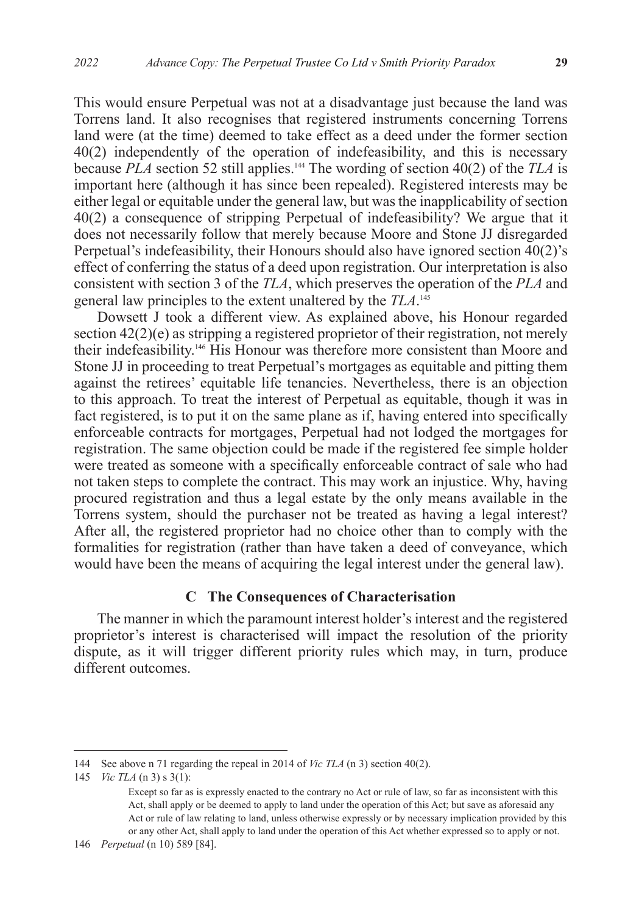This would ensure Perpetual was not at a disadvantage just because the land was Torrens land. It also recognises that registered instruments concerning Torrens land were (at the time) deemed to take effect as a deed under the former section 40(2) independently of the operation of indefeasibility, and this is necessary because *PLA* section 52 still applies.[144] The wording of section 40(2) of the *TLA* is important here (although it has since been repealed). Registered interests may be either legal or equitable under the general law, but was the inapplicability of section 40(2) a consequence of stripping Perpetual of indefeasibility? We argue that it does not necessarily follow that merely because Moore and Stone JJ disregarded Perpetual's indefeasibility, their Honours should also have ignored section 40(2)'s effect of conferring the status of a deed upon registration. Our interpretation is also consistent with section 3 of the *TLA*, which preserves the operation of the *PLA* and general law principles to the extent unaltered by the *TLA*.[145]

Dowsett J took a different view. As explained above, his Honour regarded section 42(2)(e) as stripping a registered proprietor of their registration, not merely their indefeasibility.[146] His Honour was therefore more consistent than Moore and Stone JJ in proceeding to treat Perpetual's mortgages as equitable and pitting them against the retirees' equitable life tenancies. Nevertheless, there is an objection to this approach. To treat the interest of Perpetual as equitable, though it was in fact registered, is to put it on the same plane as if, having entered into specifically enforceable contracts for mortgages, Perpetual had not lodged the mortgages for registration. The same objection could be made if the registered fee simple holder were treated as someone with a specifically enforceable contract of sale who had not taken steps to complete the contract. This may work an injustice. Why, having procured registration and thus a legal estate by the only means available in the Torrens system, should the purchaser not be treated as having a legal interest? After all, the registered proprietor had no choice other than to comply with the formalities for registration (rather than have taken a deed of conveyance, which would have been the means of acquiring the legal interest under the general law).

### C The Consequences of Characterisation

The manner in which the paramount interest holder's interest and the registered proprietor's interest is characterised will impact the resolution of the priority dispute, as it will trigger different priority rules which may, in turn, produce different outcomes.

---

144 See above n 71 regarding the repeal in 2014 of *Vic TLA* (n 3) section 40(2).

145 *Vic TLA* (n 3) s 3(1):

> Except so far as is expressly enacted to the contrary no Act or rule of law, so far as inconsistent with this Act, shall apply or be deemed to apply to land under the operation of this Act; but save as aforesaid any Act or rule of law relating to land, unless otherwise expressly or by necessary implication provided by this or any other Act, shall apply to land under the operation of this Act whether expressed so to apply or not.

146 *Perpetual* (n 10) 589 [84].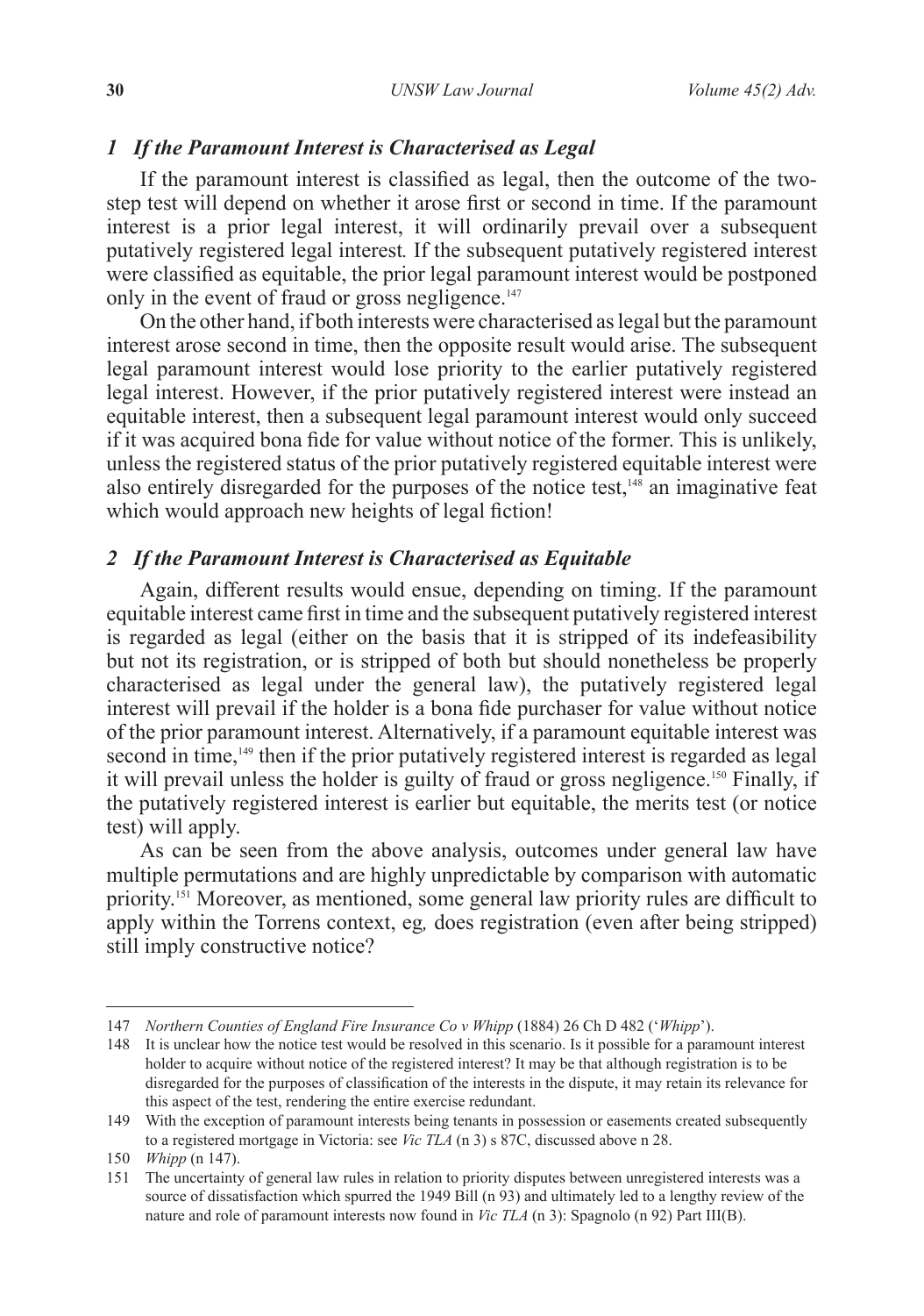### *1 If the Paramount Interest is Characterised as Legal*

If the paramount interest is classified as legal, then the outcome of the two-step test will depend on whether it arose first or second in time. If the paramount interest is a prior legal interest, it will ordinarily prevail over a subsequent putatively registered legal interest*.* If the subsequent putatively registered interest were classified as equitable, the prior legal paramount interest would be postponed only in the event of fraud or gross negligence.[147]

On the other hand, if both interests were characterised as legal but the paramount interest arose second in time, then the opposite result would arise. The subsequent legal paramount interest would lose priority to the earlier putatively registered legal interest. However, if the prior putatively registered interest were instead an equitable interest, then a subsequent legal paramount interest would only succeed if it was acquired bona fide for value without notice of the former. This is unlikely, unless the registered status of the prior putatively registered equitable interest were also entirely disregarded for the purposes of the notice test,[148] an imaginative feat which would approach new heights of legal fiction!

### *2 If the Paramount Interest is Characterised as Equitable*

Again, different results would ensue, depending on timing. If the paramount equitable interest came first in time and the subsequent putatively registered interest is regarded as legal (either on the basis that it is stripped of its indefeasibility but not its registration, or is stripped of both but should nonetheless be properly characterised as legal under the general law), the putatively registered legal interest will prevail if the holder is a bona fide purchaser for value without notice of the prior paramount interest. Alternatively, if a paramount equitable interest was second in time,[149] then if the prior putatively registered interest is regarded as legal it will prevail unless the holder is guilty of fraud or gross negligence.[150] Finally, if the putatively registered interest is earlier but equitable, the merits test (or notice test) will apply.

As can be seen from the above analysis, outcomes under general law have multiple permutations and are highly unpredictable by comparison with automatic priority.[151] Moreover, as mentioned, some general law priority rules are difficult to apply within the Torrens context, eg*,* does registration (even after being stripped) still imply constructive notice?

---

147 *Northern Counties of England Fire Insurance Co v Whipp* (1884) 26 Ch D 482 ('*Whipp*').

148 It is unclear how the notice test would be resolved in this scenario. Is it possible for a paramount interest holder to acquire without notice of the registered interest? It may be that although registration is to be disregarded for the purposes of classification of the interests in the dispute, it may retain its relevance for this aspect of the test, rendering the entire exercise redundant.

149 With the exception of paramount interests being tenants in possession or easements created subsequently to a registered mortgage in Victoria: see *Vic TLA* (n 3) s 87C, discussed above n 28.

150 *Whipp* (n 147).

151 The uncertainty of general law rules in relation to priority disputes between unregistered interests was a source of dissatisfaction which spurred the 1949 Bill (n 93) and ultimately led to a lengthy review of the nature and role of paramount interests now found in *Vic TLA* (n 3): Spagnolo (n 92) Part III(B).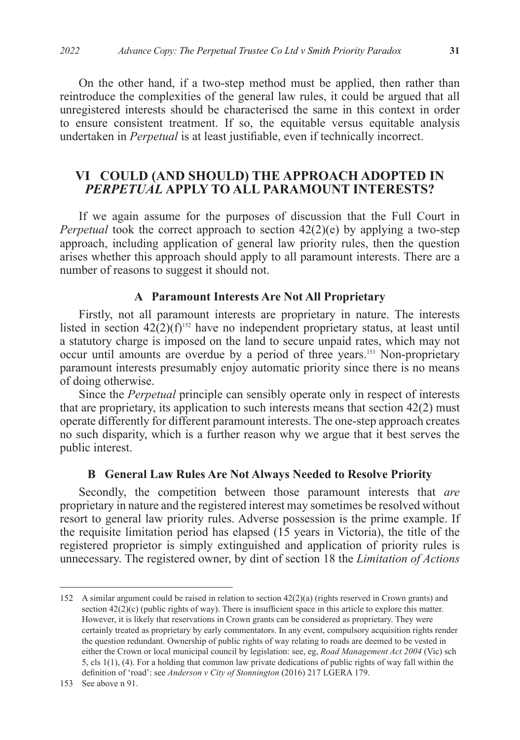On the other hand, if a two-step method must be applied, then rather than reintroduce the complexities of the general law rules, it could be argued that all unregistered interests should be characterised the same in this context in order to ensure consistent treatment. If so, the equitable versus equitable analysis undertaken in *Perpetual* is at least justifiable, even if technically incorrect.

## VI COULD (AND SHOULD) THE APPROACH ADOPTED IN *PERPETUAL* APPLY TO ALL PARAMOUNT INTERESTS?

If we again assume for the purposes of discussion that the Full Court in *Perpetual* took the correct approach to section 42(2)(e) by applying a two-step approach, including application of general law priority rules, then the question arises whether this approach should apply to all paramount interests. There are a number of reasons to suggest it should not.

### A Paramount Interests Are Not All Proprietary

Firstly, not all paramount interests are proprietary in nature. The interests listed in section 42(2)(f)[152] have no independent proprietary status, at least until a statutory charge is imposed on the land to secure unpaid rates, which may not occur until amounts are overdue by a period of three years.[153] Non-proprietary paramount interests presumably enjoy automatic priority since there is no means of doing otherwise.

Since the *Perpetual* principle can sensibly operate only in respect of interests that are proprietary, its application to such interests means that section 42(2) must operate differently for different paramount interests. The one-step approach creates no such disparity, which is a further reason why we argue that it best serves the public interest.

### B General Law Rules Are Not Always Needed to Resolve Priority

Secondly, the competition between those paramount interests that *are* proprietary in nature and the registered interest may sometimes be resolved without resort to general law priority rules. Adverse possession is the prime example. If the requisite limitation period has elapsed (15 years in Victoria), the title of the registered proprietor is simply extinguished and application of priority rules is unnecessary. The registered owner, by dint of section 18 the *Limitation of Actions*

---

152 A similar argument could be raised in relation to section 42(2)(a) (rights reserved in Crown grants) and section 42(2)(c) (public rights of way). There is insufficient space in this article to explore this matter. However, it is likely that reservations in Crown grants can be considered as proprietary. They were certainly treated as proprietary by early commentators. In any event, compulsory acquisition rights render the question redundant. Ownership of public rights of way relating to roads are deemed to be vested in either the Crown or local municipal council by legislation: see, eg, *Road Management Act 2004* (Vic) sch 5, cls 1(1), (4). For a holding that common law private dedications of public rights of way fall within the definition of 'road': see *Anderson v City of Stonnington* (2016) 217 LGERA 179.

153 See above n 91.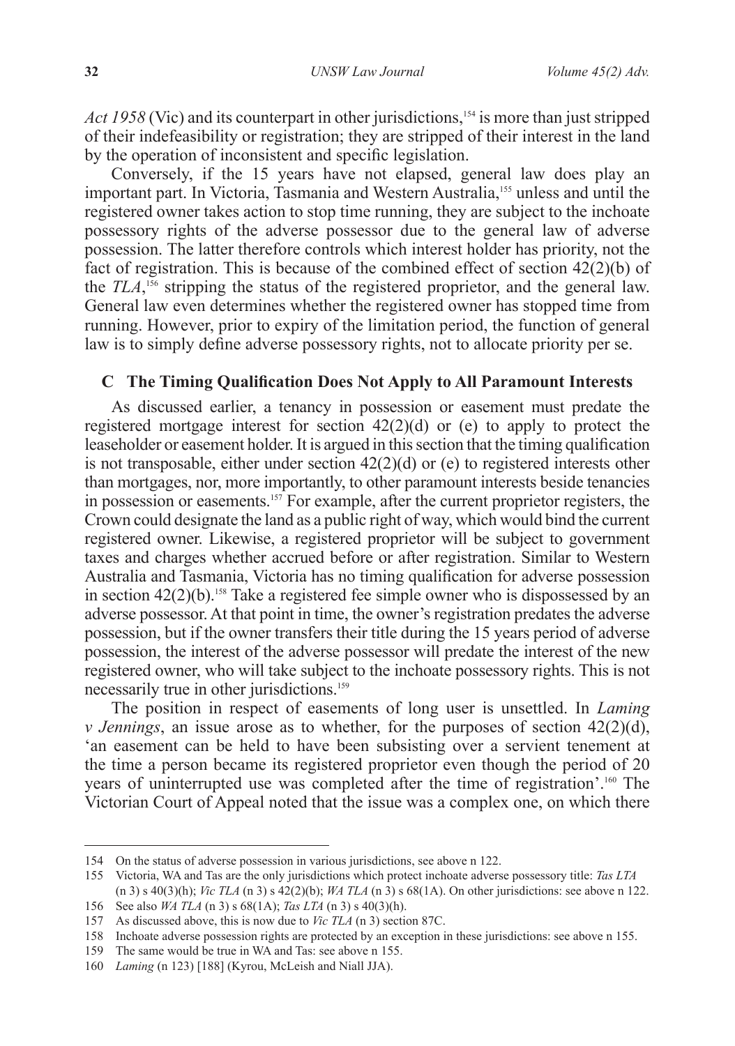*Act 1958* (Vic) and its counterpart in other jurisdictions,[154] is more than just stripped of their indefeasibility or registration; they are stripped of their interest in the land by the operation of inconsistent and specific legislation.

Conversely, if the 15 years have not elapsed, general law does play an important part. In Victoria, Tasmania and Western Australia,[155] unless and until the registered owner takes action to stop time running, they are subject to the inchoate possessory rights of the adverse possessor due to the general law of adverse possession. The latter therefore controls which interest holder has priority, not the fact of registration. This is because of the combined effect of section 42(2)(b) of the *TLA*,[156] stripping the status of the registered proprietor, and the general law. General law even determines whether the registered owner has stopped time from running. However, prior to expiry of the limitation period, the function of general law is to simply define adverse possessory rights, not to allocate priority per se.

### C The Timing Qualification Does Not Apply to All Paramount Interests

As discussed earlier, a tenancy in possession or easement must predate the registered mortgage interest for section 42(2)(d) or (e) to apply to protect the leaseholder or easement holder. It is argued in this section that the timing qualification is not transposable, either under section 42(2)(d) or (e) to registered interests other than mortgages, nor, more importantly, to other paramount interests beside tenancies in possession or easements.[157] For example, after the current proprietor registers, the Crown could designate the land as a public right of way, which would bind the current registered owner. Likewise, a registered proprietor will be subject to government taxes and charges whether accrued before or after registration. Similar to Western Australia and Tasmania, Victoria has no timing qualification for adverse possession in section 42(2)(b).[158] Take a registered fee simple owner who is dispossessed by an adverse possessor. At that point in time, the owner's registration predates the adverse possession, but if the owner transfers their title during the 15 years period of adverse possession, the interest of the adverse possessor will predate the interest of the new registered owner, who will take subject to the inchoate possessory rights. This is not necessarily true in other jurisdictions.[159]

The position in respect of easements of long user is unsettled. In *Laming v Jennings*, an issue arose as to whether, for the purposes of section 42(2)(d), 'an easement can be held to have been subsisting over a servient tenement at the time a person became its registered proprietor even though the period of 20 years of uninterrupted use was completed after the time of registration'.[160] The Victorian Court of Appeal noted that the issue was a complex one, on which there

---

154 On the status of adverse possession in various jurisdictions, see above n 122.

155 Victoria, WA and Tas are the only jurisdictions which protect inchoate adverse possessory title: *Tas LTA* (n 3) s 40(3)(h); *Vic TLA* (n 3) s 42(2)(b); *WA TLA* (n 3) s 68(1A). On other jurisdictions: see above n 122.

156 See also *WA TLA* (n 3) s 68(1A); *Tas LTA* (n 3) s 40(3)(h).

157 As discussed above, this is now due to *Vic TLA* (n 3) section 87C.

158 Inchoate adverse possession rights are protected by an exception in these jurisdictions: see above n 155.

159 The same would be true in WA and Tas: see above n 155.

160 *Laming* (n 123) [188] (Kyrou, McLeish and Niall JJA).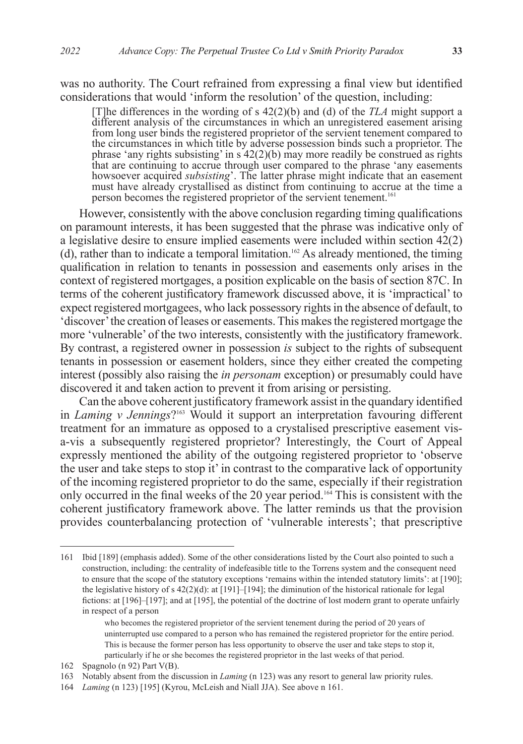was no authority. The Court refrained from expressing a final view but identified considerations that would 'inform the resolution' of the question, including:

> [T]he differences in the wording of s 42(2)(b) and (d) of the *TLA* might support a different analysis of the circumstances in which an unregistered easement arising from long user binds the registered proprietor of the servient tenement compared to the circumstances in which title by adverse possession binds such a proprietor. The phrase 'any rights subsisting' in s 42(2)(b) may more readily be construed as rights that are continuing to accrue through user compared to the phrase 'any easements howsoever acquired *subsisting*'. The latter phrase might indicate that an easement must have already crystallised as distinct from continuing to accrue at the time a person becomes the registered proprietor of the servient tenement.[161]

However, consistently with the above conclusion regarding timing qualifications on paramount interests, it has been suggested that the phrase was indicative only of a legislative desire to ensure implied easements were included within section 42(2)(d), rather than to indicate a temporal limitation.[162] As already mentioned, the timing qualification in relation to tenants in possession and easements only arises in the context of registered mortgages, a position explicable on the basis of section 87C. In terms of the coherent justificatory framework discussed above, it is 'impractical' to expect registered mortgagees, who lack possessory rights in the absence of default, to 'discover' the creation of leases or easements. This makes the registered mortgage the more 'vulnerable' of the two interests, consistently with the justificatory framework. By contrast, a registered owner in possession *is* subject to the rights of subsequent tenants in possession or easement holders, since they either created the competing interest (possibly also raising the *in personam* exception) or presumably could have discovered it and taken action to prevent it from arising or persisting.

Can the above coherent justificatory framework assist in the quandary identified in *Laming v Jennings*?[163] Would it support an interpretation favouring different treatment for an immature as opposed to a crystalised prescriptive easement vis-a-vis a subsequently registered proprietor? Interestingly, the Court of Appeal expressly mentioned the ability of the outgoing registered proprietor to 'observe the user and take steps to stop it' in contrast to the comparative lack of opportunity of the incoming registered proprietor to do the same, especially if their registration only occurred in the final weeks of the 20 year period.[164] This is consistent with the coherent justificatory framework above. The latter reminds us that the provision provides counterbalancing protection of 'vulnerable interests'; that prescriptive

---

161 Ibid [189] (emphasis added). Some of the other considerations listed by the Court also pointed to such a construction, including: the centrality of indefeasible title to the Torrens system and the consequent need to ensure that the scope of the statutory exceptions 'remains within the intended statutory limits': at [190]; the legislative history of s 42(2)(d): at [191]–[194]; the diminution of the historical rationale for legal fictions: at [196]–[197]; and at [195], the potential of the doctrine of lost modern grant to operate unfairly in respect of a person

> who becomes the registered proprietor of the servient tenement during the period of 20 years of uninterrupted use compared to a person who has remained the registered proprietor for the entire period. This is because the former person has less opportunity to observe the user and take steps to stop it, particularly if he or she becomes the registered proprietor in the last weeks of that period.

162 Spagnolo (n 92) Part V(B).

163 Notably absent from the discussion in *Laming* (n 123) was any resort to general law priority rules.

164 *Laming* (n 123) [195] (Kyrou, McLeish and Niall JJA). See above n 161.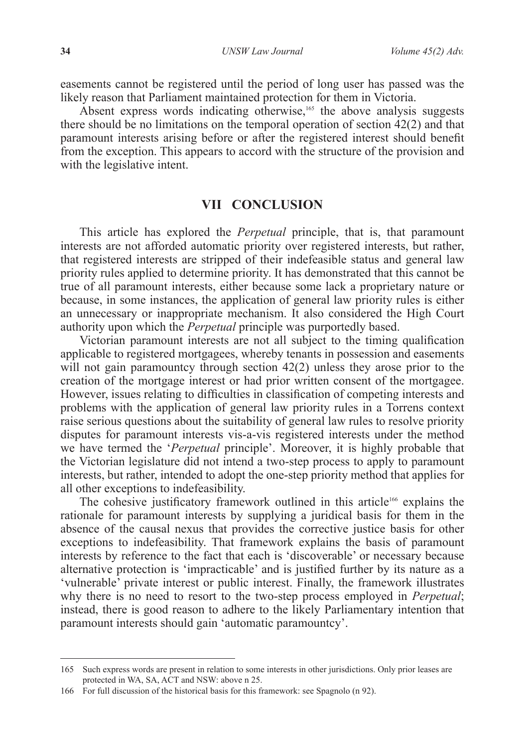easements cannot be registered until the period of long user has passed was the likely reason that Parliament maintained protection for them in Victoria.

Absent express words indicating otherwise,[165] the above analysis suggests there should be no limitations on the temporal operation of section 42(2) and that paramount interests arising before or after the registered interest should benefit from the exception. This appears to accord with the structure of the provision and with the legislative intent.

## VII CONCLUSION

This article has explored the *Perpetual* principle, that is, that paramount interests are not afforded automatic priority over registered interests, but rather, that registered interests are stripped of their indefeasible status and general law priority rules applied to determine priority. It has demonstrated that this cannot be true of all paramount interests, either because some lack a proprietary nature or because, in some instances, the application of general law priority rules is either an unnecessary or inappropriate mechanism. It also considered the High Court authority upon which the *Perpetual* principle was purportedly based.

Victorian paramount interests are not all subject to the timing qualification applicable to registered mortgagees, whereby tenants in possession and easements will not gain paramountcy through section 42(2) unless they arose prior to the creation of the mortgage interest or had prior written consent of the mortgagee. However, issues relating to difficulties in classification of competing interests and problems with the application of general law priority rules in a Torrens context raise serious questions about the suitability of general law rules to resolve priority disputes for paramount interests vis-a-vis registered interests under the method we have termed the '*Perpetual* principle'. Moreover, it is highly probable that the Victorian legislature did not intend a two-step process to apply to paramount interests, but rather, intended to adopt the one-step priority method that applies for all other exceptions to indefeasibility.

The cohesive justificatory framework outlined in this article[166] explains the rationale for paramount interests by supplying a juridical basis for them in the absence of the causal nexus that provides the corrective justice basis for other exceptions to indefeasibility. That framework explains the basis of paramount interests by reference to the fact that each is 'discoverable' or necessary because alternative protection is 'impracticable' and is justified further by its nature as a 'vulnerable' private interest or public interest. Finally, the framework illustrates why there is no need to resort to the two-step process employed in *Perpetual*; instead, there is good reason to adhere to the likely Parliamentary intention that paramount interests should gain 'automatic paramountcy'.

---

165 Such express words are present in relation to some interests in other jurisdictions. Only prior leases are protected in WA, SA, ACT and NSW: above n 25.

166 For full discussion of the historical basis for this framework: see Spagnolo (n 92).